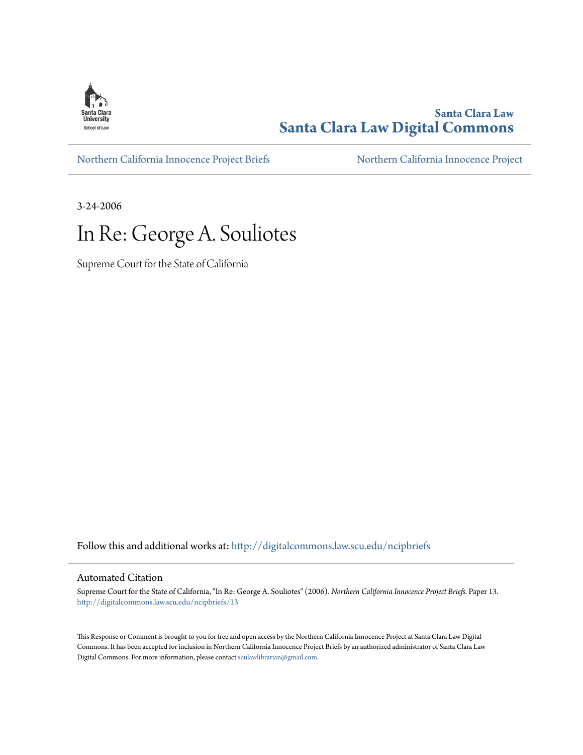Santa Clara University School of Law

**Santa Clara Law**
**Santa Clara Law Digital Commons**

Northern California Innocence Project Briefs | Northern California Innocence Project

3-24-2006

# In Re: George A. Souliotes

Supreme Court for the State of California

Follow this and additional works at: http://digitalcommons.law.scu.edu/ncipbriefs

## Automated Citation

Supreme Court for the State of California, "In Re: George A. Souliotes" (2006). *Northern California Innocence Project Briefs.* Paper 13.
http://digitalcommons.law.scu.edu/ncipbriefs/13

This Response or Comment is brought to you for free and open access by the Northern California Innocence Project at Santa Clara Law Digital Commons. It has been accepted for inclusion in Northern California Innocence Project Briefs by an authorized administrator of Santa Clara Law Digital Commons. For more information, please contact sculawlibrarian@gmail.com.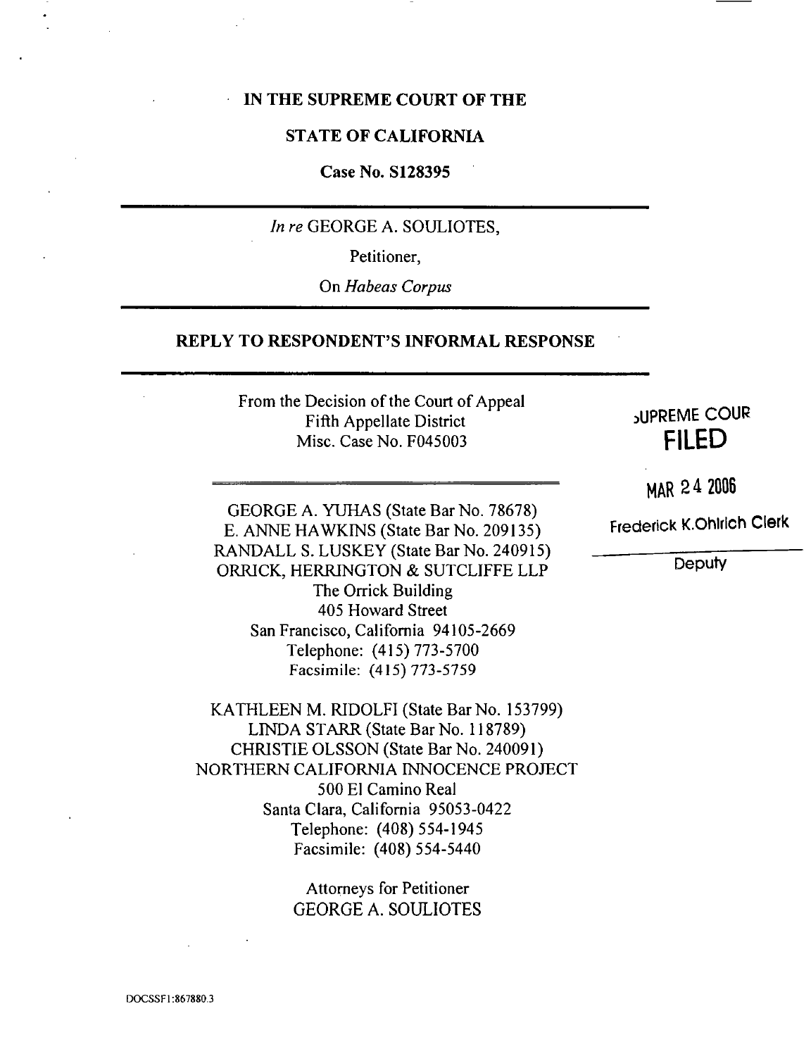**IN THE SUPREME COURT OF THE**

**STATE OF CALIFORNIA**

**Case No. S128395**

---

*In re* GEORGE A. SOULIOTES,

Petitioner,

On *Habeas Corpus*

---

**REPLY TO RESPONDENT'S INFORMAL RESPONSE**

---

From the Decision of the Court of Appeal
Fifth Appellate District
Misc. Case No. F045003

SUPREME COURT
**FILED**

MAR 24 2006

Frederick K.Ohlrich Clerk

Deputy

---

GEORGE A. YUHAS (State Bar No. 78678)
E. ANNE HAWKINS (State Bar No. 209135)
RANDALL S. LUSKEY (State Bar No. 240915)
ORRICK, HERRINGTON & SUTCLIFFE LLP
The Orrick Building
405 Howard Street
San Francisco, California 94105-2669
Telephone: (415) 773-5700
Facsimile: (415) 773-5759

KATHLEEN M. RIDOLFI (State Bar No. 153799)
LINDA STARR (State Bar No. 118789)
CHRISTIE OLSSON (State Bar No. 240091)
NORTHERN CALIFORNIA INNOCENCE PROJECT
500 El Camino Real
Santa Clara, California 95053-0422
Telephone: (408) 554-1945
Facsimile: (408) 554-5440

Attorneys for Petitioner
GEORGE A. SOULIOTES

DOCSSF1:867880.3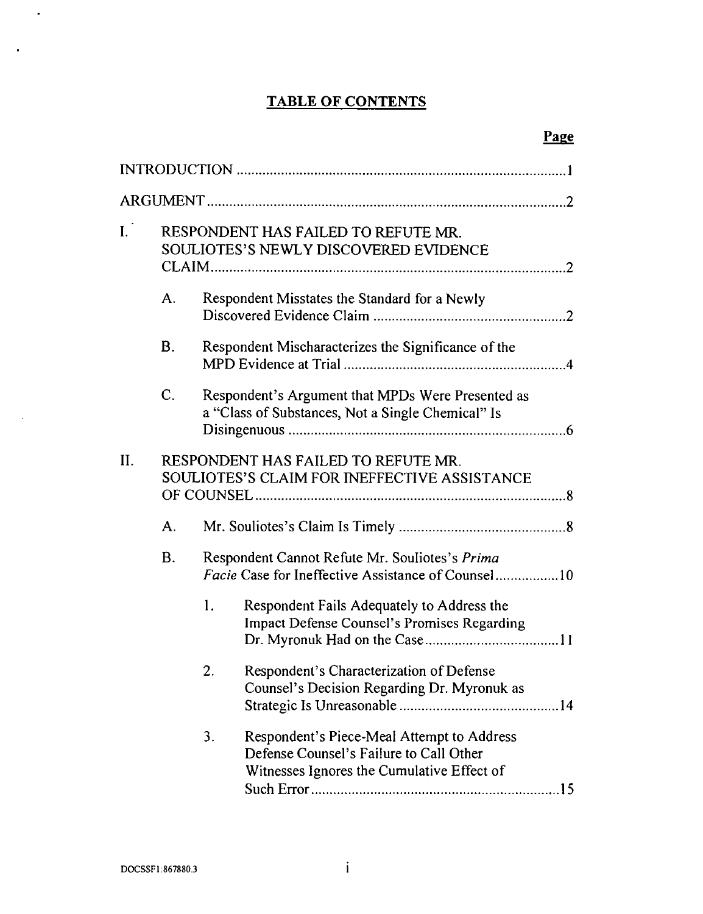# TABLE OF CONTENTS

| | | | | Page |
|---|---|---|---|---|
| INTRODUCTION | | | | 1 |
| ARGUMENT | | | | 2 |
| I. | RESPONDENT HAS FAILED TO REFUTE MR. SOULIOTES'S NEWLY DISCOVERED EVIDENCE CLAIM | | | 2 |
| | A. | Respondent Misstates the Standard for a Newly Discovered Evidence Claim | | 2 |
| | B. | Respondent Mischaracterizes the Significance of the MPD Evidence at Trial | | 4 |
| | C. | Respondent's Argument that MPDs Were Presented as a "Class of Substances, Not a Single Chemical" Is Disingenuous | | 6 |
| II. | RESPONDENT HAS FAILED TO REFUTE MR. SOULIOTES'S CLAIM FOR INEFFECTIVE ASSISTANCE OF COUNSEL | | | 8 |
| | A. | Mr. Souliotes's Claim Is Timely | | 8 |
| | B. | Respondent Cannot Refute Mr. Souliotes's *Prima Facie* Case for Ineffective Assistance of Counsel | | 10 |
| | | 1. | Respondent Fails Adequately to Address the Impact Defense Counsel's Promises Regarding Dr. Myronuk Had on the Case | 11 |
| | | 2. | Respondent's Characterization of Defense Counsel's Decision Regarding Dr. Myronuk as Strategic Is Unreasonable | 14 |
| | | 3. | Respondent's Piece-Meal Attempt to Address Defense Counsel's Failure to Call Other Witnesses Ignores the Cumulative Effect of Such Error | 15 |

DOCSSF1:867880.3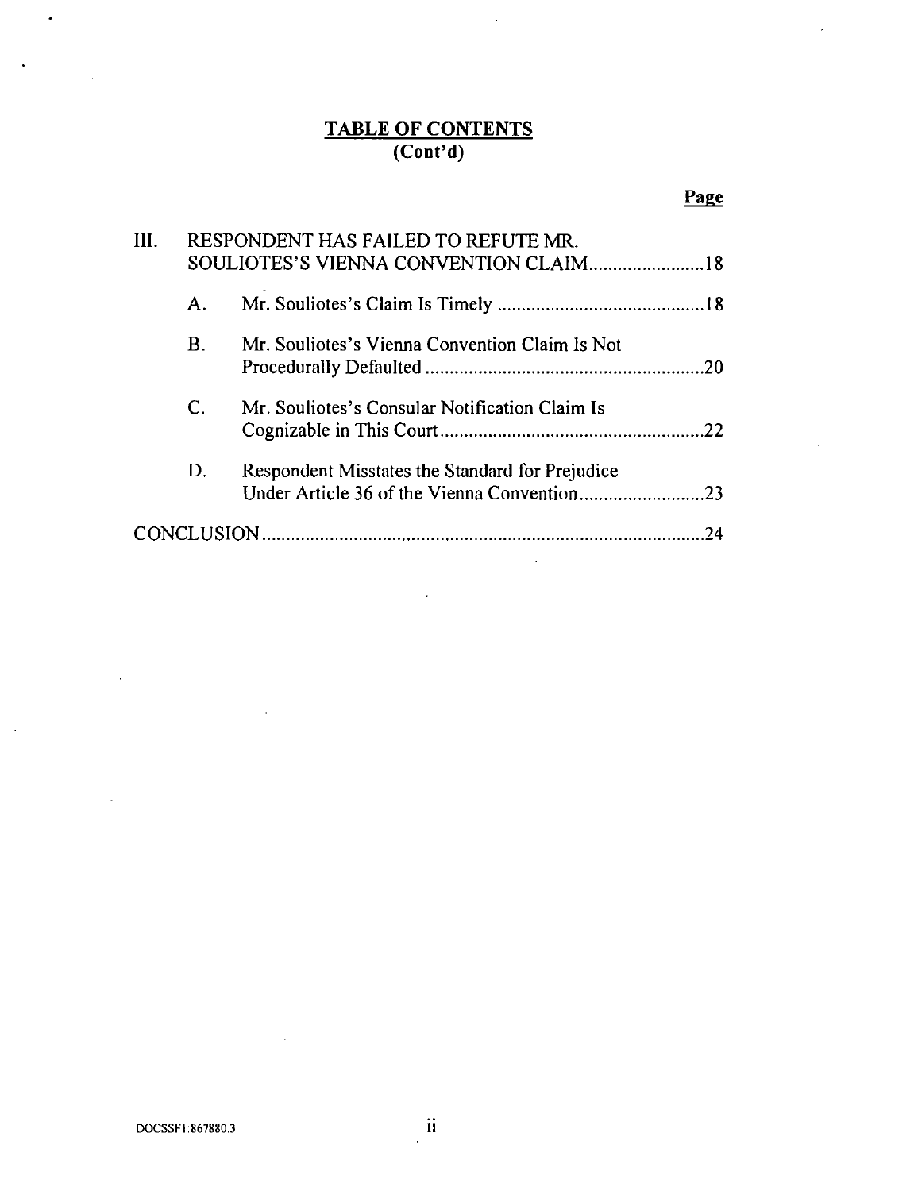## TABLE OF CONTENTS
**(Cont'd)**

**Page**

III. RESPONDENT HAS FAILED TO REFUTE MR. SOULIOTES'S VIENNA CONVENTION CLAIM........................18

A. Mr. Souliotes's Claim Is Timely ...........................................18

B. Mr. Souliotes's Vienna Convention Claim Is Not Procedurally Defaulted .........................................................20

C. Mr. Souliotes's Consular Notification Claim Is Cognizable in This Court......................................................22

D. Respondent Misstates the Standard for Prejudice Under Article 36 of the Vienna Convention..........................23

CONCLUSION.........................................................................................24

DOCSSF1:867880.3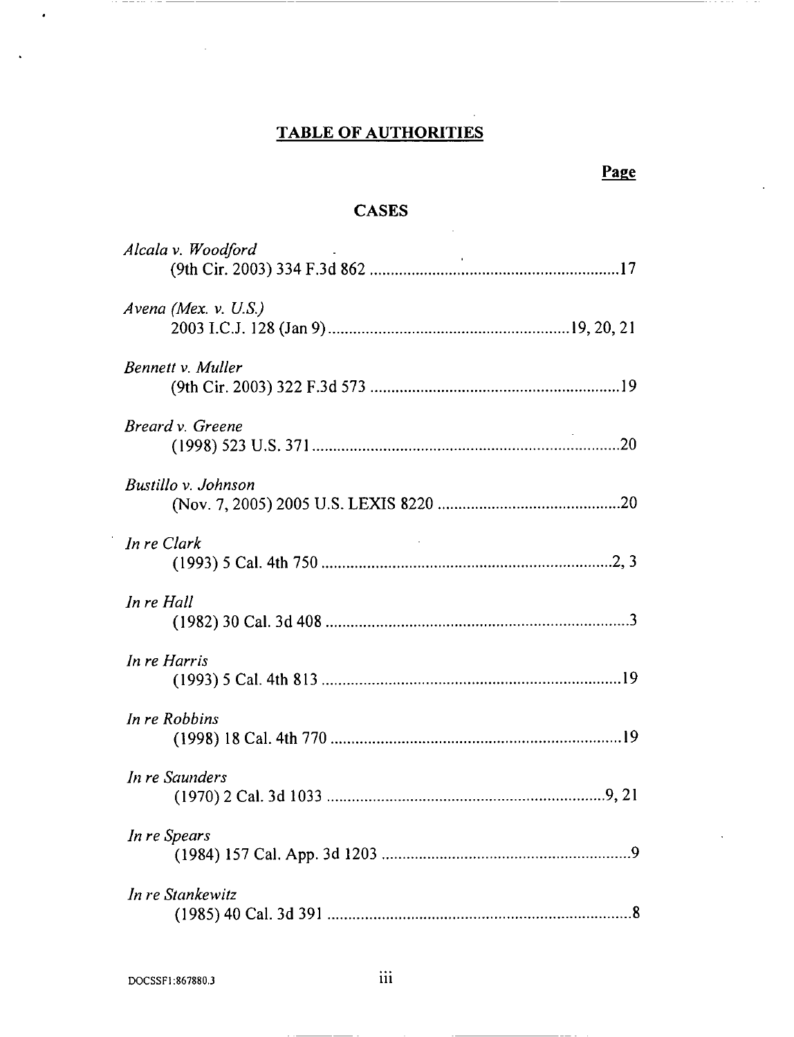# TABLE OF AUTHORITIES

**Page**

## CASES

*Alcala v. Woodford*
(9th Cir. 2003) 334 F.3d 862 .......... 17

*Avena (Mex. v. U.S.)*
2003 I.C.J. 128 (Jan 9) .......... 19, 20, 21

*Bennett v. Muller*
(9th Cir. 2003) 322 F.3d 573 .......... 19

*Breard v. Greene*
(1998) 523 U.S. 371 .......... 20

*Bustillo v. Johnson*
(Nov. 7, 2005) 2005 U.S. LEXIS 8220 .......... 20

*In re Clark*
(1993) 5 Cal. 4th 750 .......... 2, 3

*In re Hall*
(1982) 30 Cal. 3d 408 .......... 3

*In re Harris*
(1993) 5 Cal. 4th 813 .......... 19

*In re Robbins*
(1998) 18 Cal. 4th 770 .......... 19

*In re Saunders*
(1970) 2 Cal. 3d 1033 .......... 9, 21

*In re Spears*
(1984) 157 Cal. App. 3d 1203 .......... 9

*In re Stankewitz*
(1985) 40 Cal. 3d 391 .......... 8

DOCSSF1:867880.3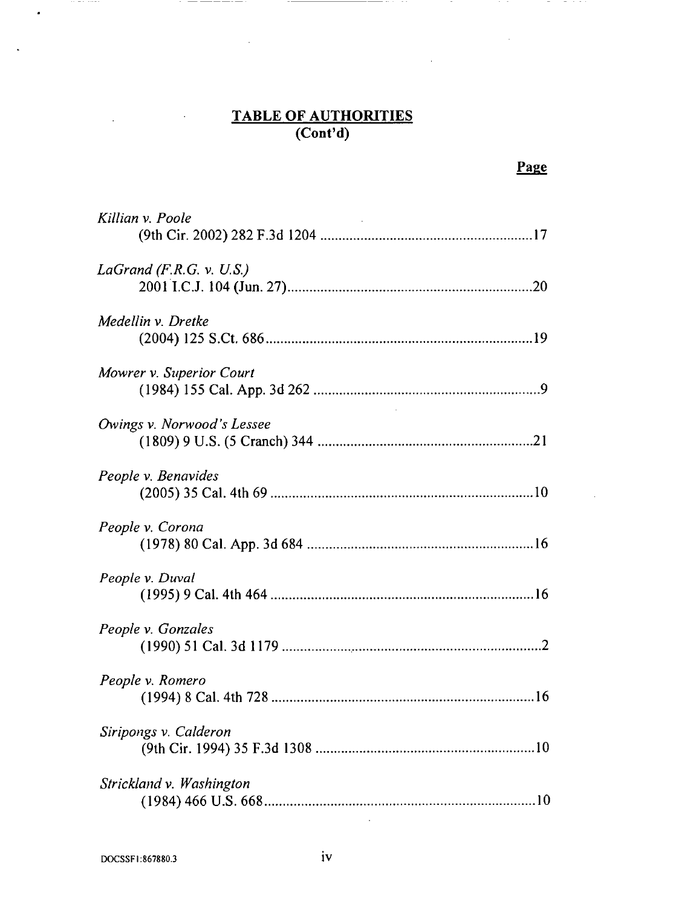## TABLE OF AUTHORITIES
**(Cont'd)**

**Page**

*Killian v. Poole*
(9th Cir. 2002) 282 F.3d 1204 ..........................................................17

*LaGrand (F.R.G. v. U.S.)*
2001 I.C.J. 104 (Jun. 27)..................................................................20

*Medellin v. Dretke*
(2004) 125 S.Ct. 686........................................................................19

*Mowrer v. Superior Court*
(1984) 155 Cal. App. 3d 262 .............................................................9

*Owings v. Norwood's Lessee*
(1809) 9 U.S. (5 Cranch) 344 ..........................................................21

*People v. Benavides*
(2005) 35 Cal. 4th 69 .......................................................................10

*People v. Corona*
(1978) 80 Cal. App. 3d 684 .............................................................16

*People v. Duval*
(1995) 9 Cal. 4th 464 .......................................................................16

*People v. Gonzales*
(1990) 51 Cal. 3d 1179 ......................................................................2

*People v. Romero*
(1994) 8 Cal. 4th 728 .......................................................................16

*Siripongs v. Calderon*
(9th Cir. 1994) 35 F.3d 1308 ............................................................10

*Strickland v. Washington*
(1984) 466 U.S. 668..........................................................................10

DOCSSF1:867880.3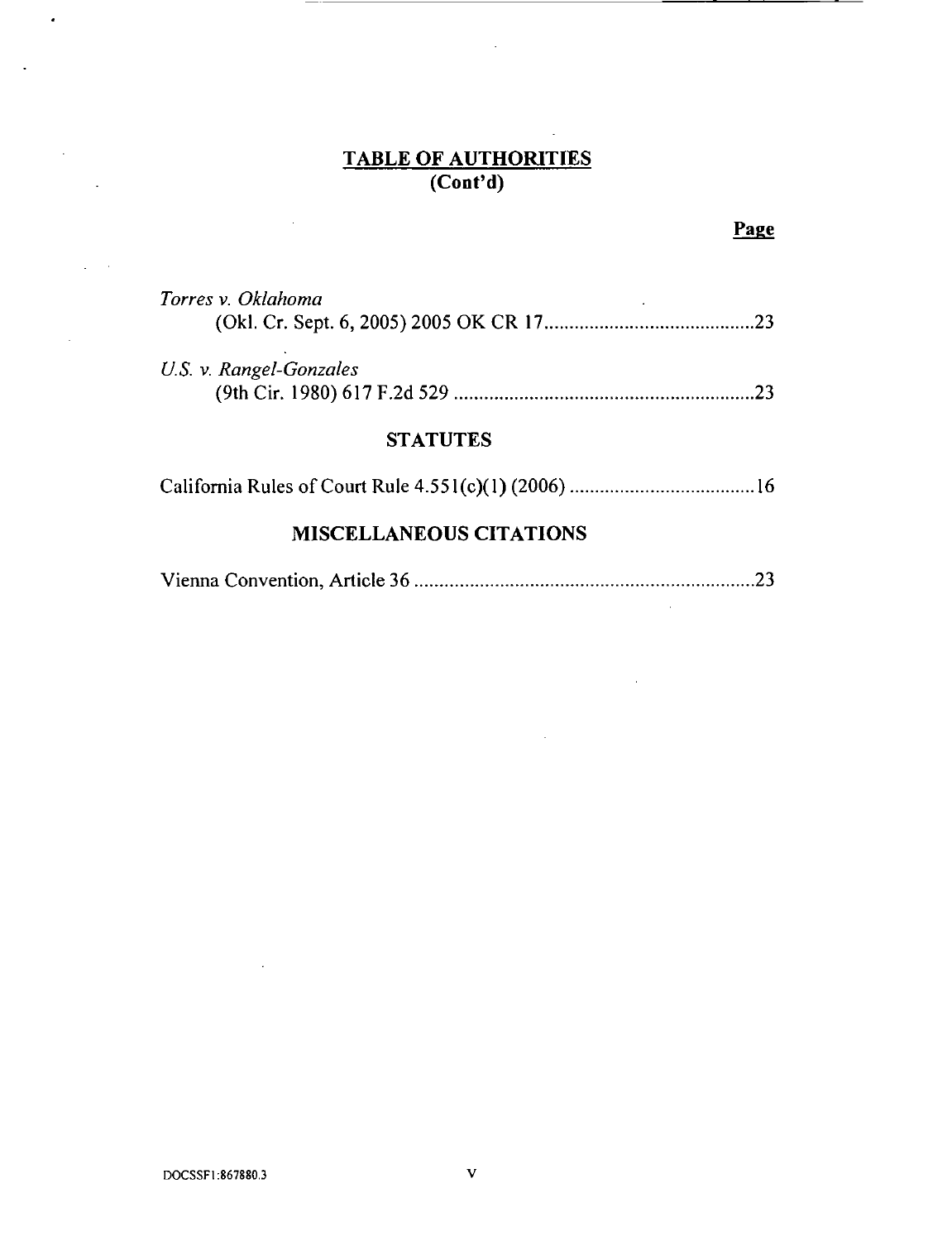## TABLE OF AUTHORITIES
**(Cont'd)**

**Page**

*Torres v. Oklahoma*
(Okl. Cr. Sept. 6, 2005) 2005 OK CR 17 .......................................... 23

*U.S. v. Rangel-Gonzales*
(9th Cir. 1980) 617 F.2d 529 ........................................................... 23

### STATUTES

California Rules of Court Rule 4.551(c)(1) (2006) .................................... 16

### MISCELLANEOUS CITATIONS

Vienna Convention, Article 36 ................................................................... 23

DOCSSF1:867880.3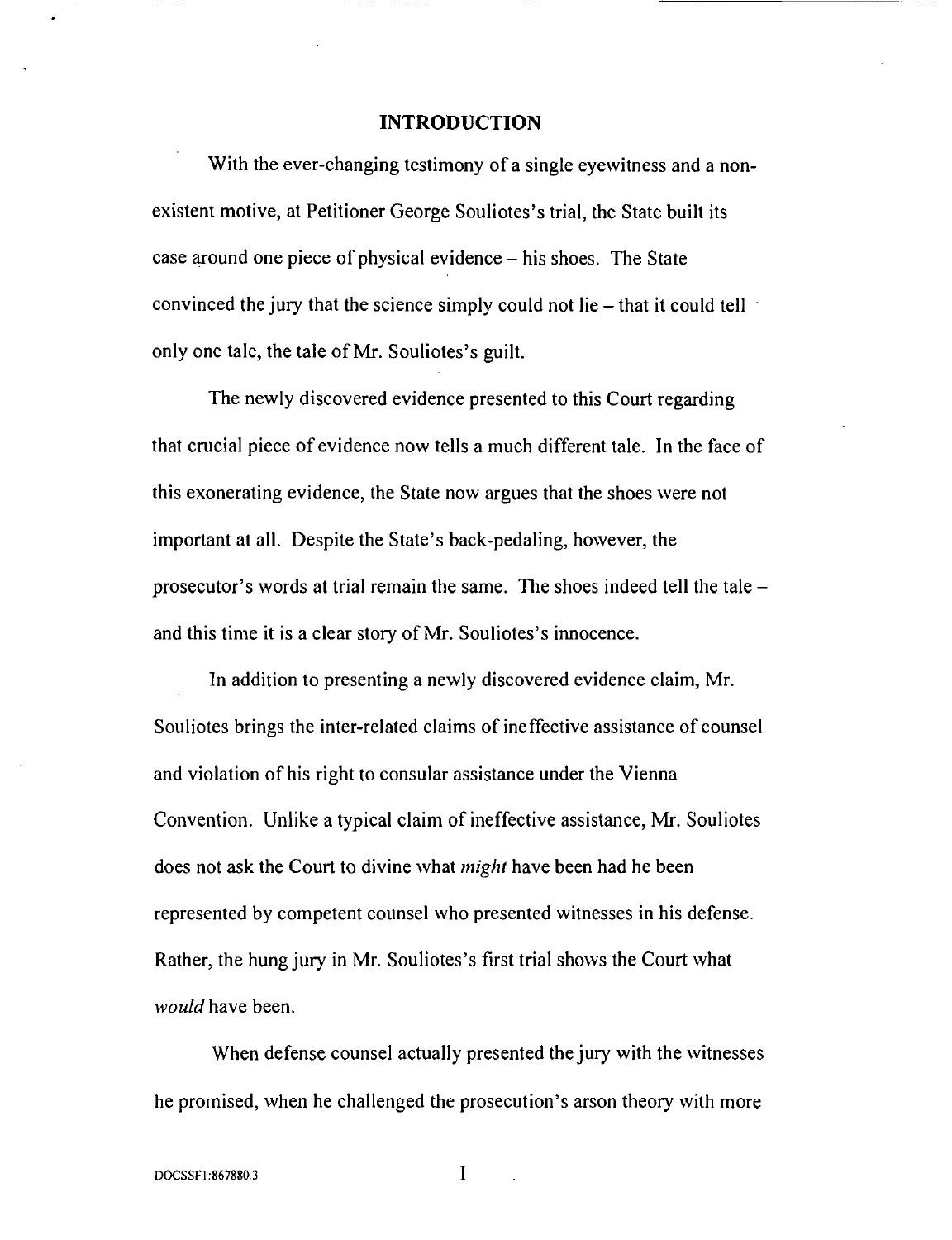## INTRODUCTION

With the ever-changing testimony of a single eyewitness and a non-existent motive, at Petitioner George Souliotes's trial, the State built its case around one piece of physical evidence – his shoes. The State convinced the jury that the science simply could not lie – that it could tell only one tale, the tale of Mr. Souliotes's guilt.

The newly discovered evidence presented to this Court regarding that crucial piece of evidence now tells a much different tale. In the face of this exonerating evidence, the State now argues that the shoes were not important at all. Despite the State's back-pedaling, however, the prosecutor's words at trial remain the same. The shoes indeed tell the tale – and this time it is a clear story of Mr. Souliotes's innocence.

In addition to presenting a newly discovered evidence claim, Mr. Souliotes brings the inter-related claims of ineffective assistance of counsel and violation of his right to consular assistance under the Vienna Convention. Unlike a typical claim of ineffective assistance, Mr. Souliotes does not ask the Court to divine what *might* have been had he been represented by competent counsel who presented witnesses in his defense. Rather, the hung jury in Mr. Souliotes's first trial shows the Court what *would* have been.

When defense counsel actually presented the jury with the witnesses he promised, when he challenged the prosecution's arson theory with more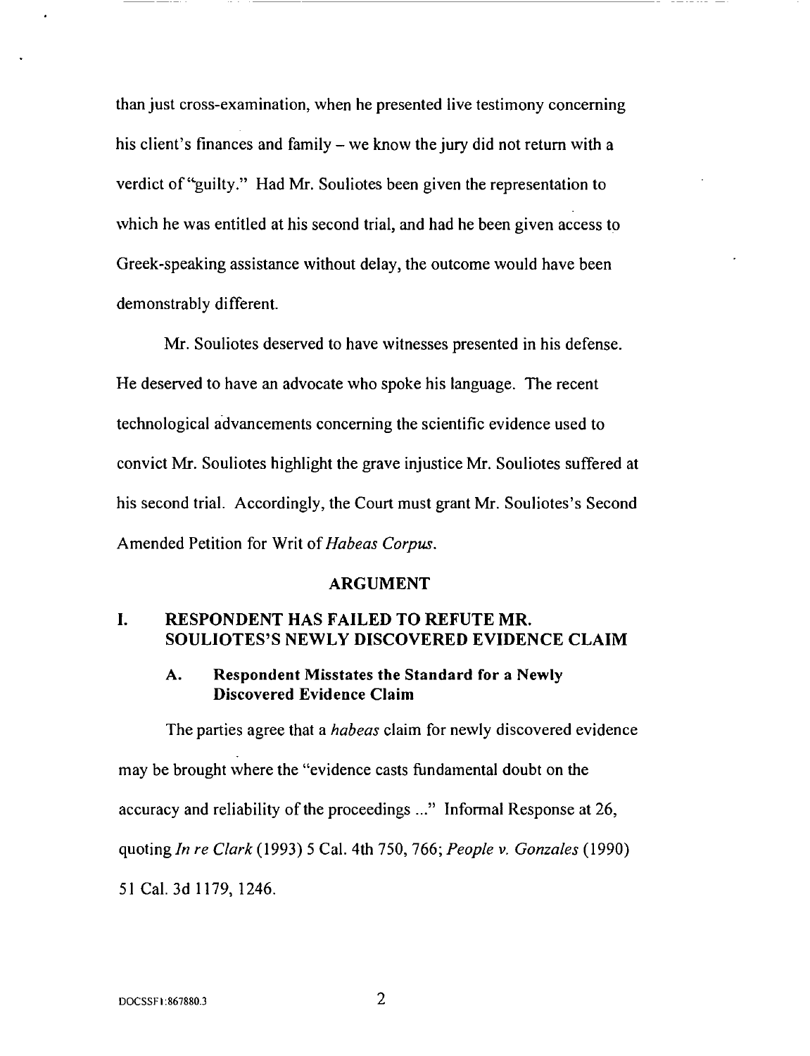than just cross-examination, when he presented live testimony concerning his client's finances and family – we know the jury did not return with a verdict of "guilty." Had Mr. Souliotes been given the representation to which he was entitled at his second trial, and had he been given access to Greek-speaking assistance without delay, the outcome would have been demonstrably different.

Mr. Souliotes deserved to have witnesses presented in his defense. He deserved to have an advocate who spoke his language. The recent technological advancements concerning the scientific evidence used to convict Mr. Souliotes highlight the grave injustice Mr. Souliotes suffered at his second trial. Accordingly, the Court must grant Mr. Souliotes's Second Amended Petition for Writ of *Habeas Corpus*.

## ARGUMENT

### I. RESPONDENT HAS FAILED TO REFUTE MR. SOULIOTES'S NEWLY DISCOVERED EVIDENCE CLAIM

#### A. Respondent Misstates the Standard for a Newly Discovered Evidence Claim

The parties agree that a *habeas* claim for newly discovered evidence may be brought where the "evidence casts fundamental doubt on the accuracy and reliability of the proceedings ..." Informal Response at 26, quoting *In re Clark* (1993) 5 Cal. 4th 750, 766; *People v. Gonzales* (1990) 51 Cal. 3d 1179, 1246.

DOCSSF1:867880.3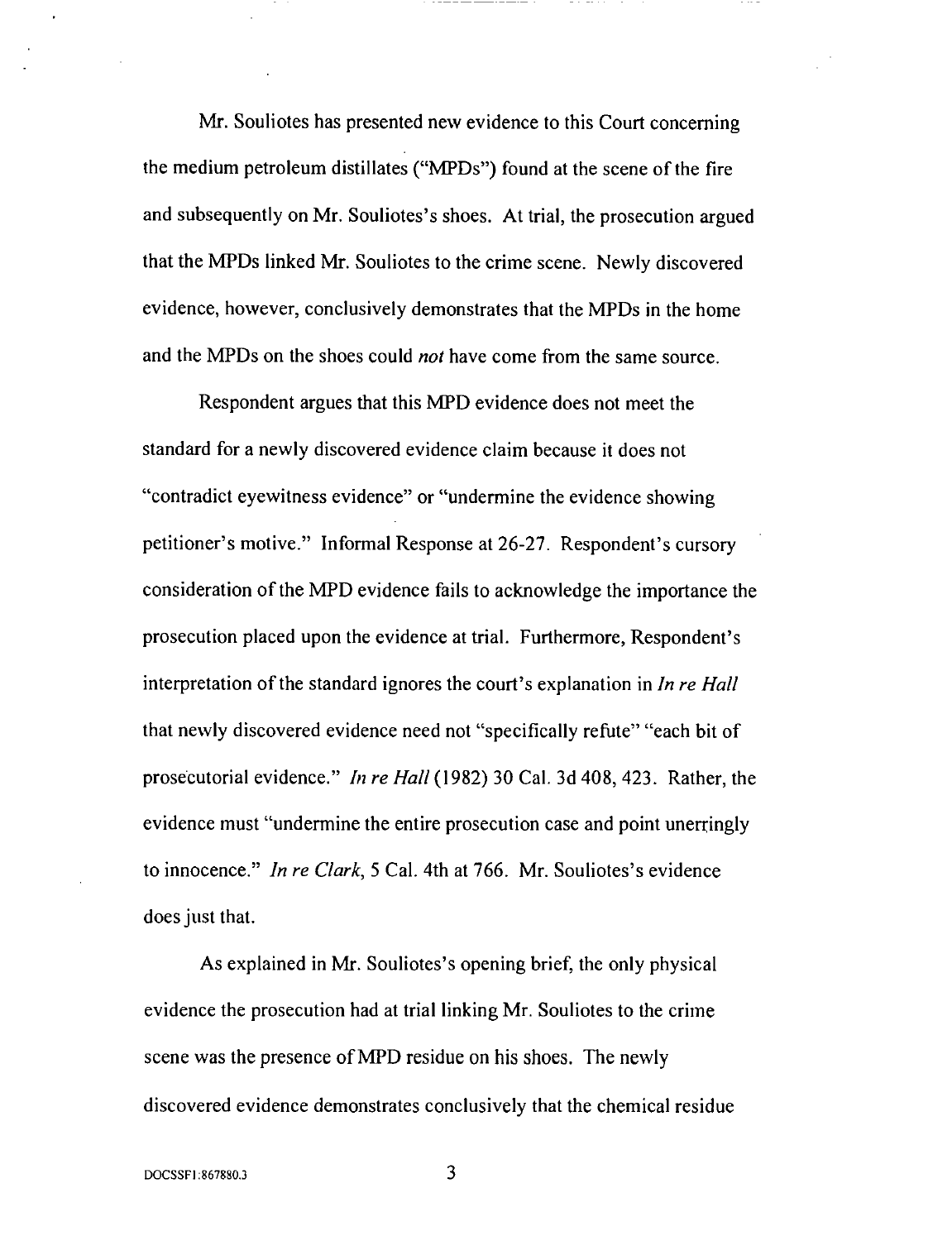Mr. Souliotes has presented new evidence to this Court concerning the medium petroleum distillates ("MPDs") found at the scene of the fire and subsequently on Mr. Souliotes's shoes. At trial, the prosecution argued that the MPDs linked Mr. Souliotes to the crime scene. Newly discovered evidence, however, conclusively demonstrates that the MPDs in the home and the MPDs on the shoes could *not* have come from the same source.

Respondent argues that this MPD evidence does not meet the standard for a newly discovered evidence claim because it does not "contradict eyewitness evidence" or "undermine the evidence showing petitioner's motive." Informal Response at 26-27. Respondent's cursory consideration of the MPD evidence fails to acknowledge the importance the prosecution placed upon the evidence at trial. Furthermore, Respondent's interpretation of the standard ignores the court's explanation in *In re Hall* that newly discovered evidence need not "specifically refute" "each bit of prosecutorial evidence." *In re Hall* (1982) 30 Cal. 3d 408, 423. Rather, the evidence must "undermine the entire prosecution case and point unerringly to innocence." *In re Clark*, 5 Cal. 4th at 766. Mr. Souliotes's evidence does just that.

As explained in Mr. Souliotes's opening brief, the only physical evidence the prosecution had at trial linking Mr. Souliotes to the crime scene was the presence of MPD residue on his shoes. The newly discovered evidence demonstrates conclusively that the chemical residue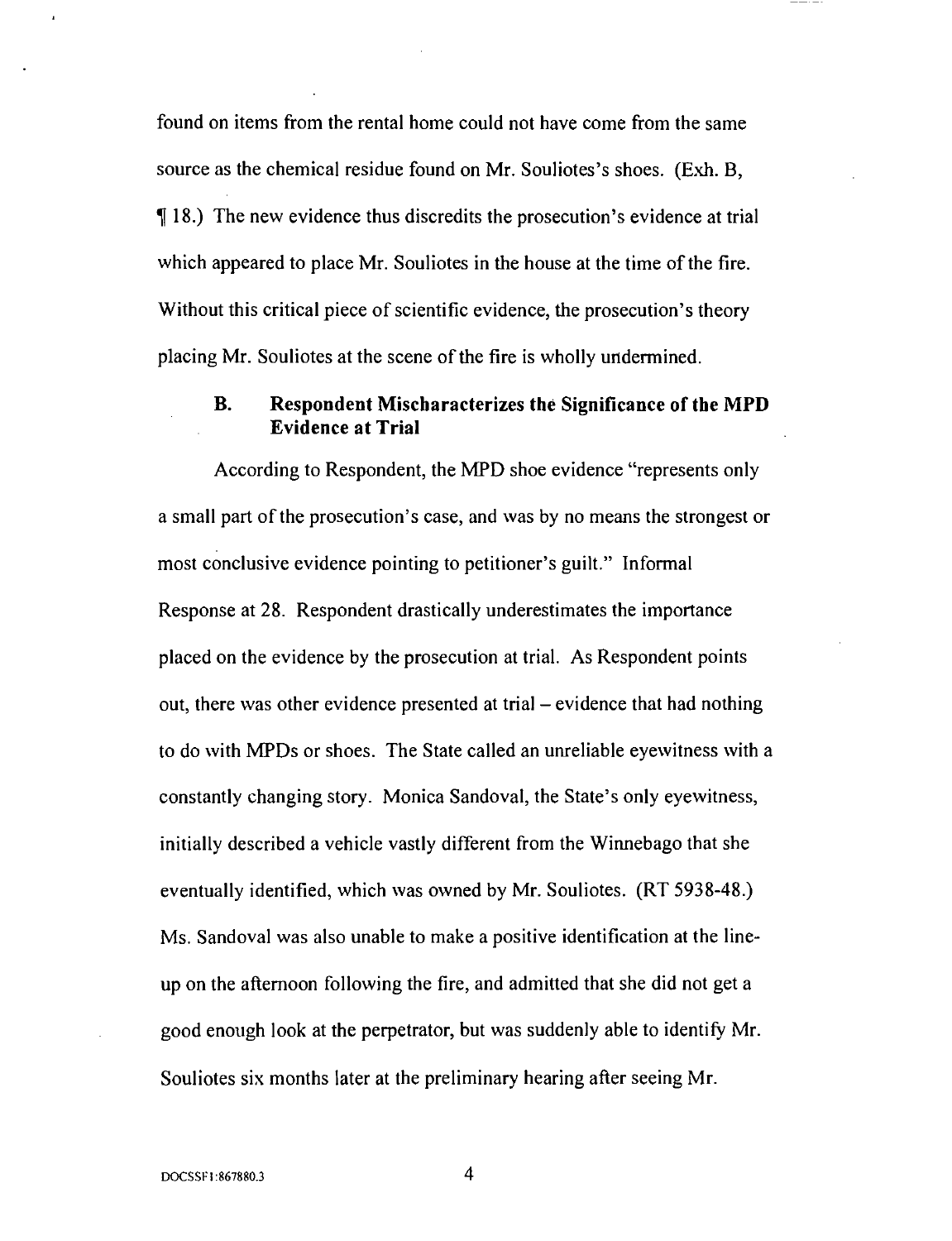found on items from the rental home could not have come from the same source as the chemical residue found on Mr. Souliotes's shoes. (Exh. B, ¶ 18.) The new evidence thus discredits the prosecution's evidence at trial which appeared to place Mr. Souliotes in the house at the time of the fire. Without this critical piece of scientific evidence, the prosecution's theory placing Mr. Souliotes at the scene of the fire is wholly undermined.

### B. Respondent Mischaracterizes the Significance of the MPD Evidence at Trial

According to Respondent, the MPD shoe evidence "represents only a small part of the prosecution's case, and was by no means the strongest or most conclusive evidence pointing to petitioner's guilt." Informal Response at 28. Respondent drastically underestimates the importance placed on the evidence by the prosecution at trial. As Respondent points out, there was other evidence presented at trial – evidence that had nothing to do with MPDs or shoes. The State called an unreliable eyewitness with a constantly changing story. Monica Sandoval, the State's only eyewitness, initially described a vehicle vastly different from the Winnebago that she eventually identified, which was owned by Mr. Souliotes. (RT 5938-48.) Ms. Sandoval was also unable to make a positive identification at the line-up on the afternoon following the fire, and admitted that she did not get a good enough look at the perpetrator, but was suddenly able to identify Mr. Souliotes six months later at the preliminary hearing after seeing Mr.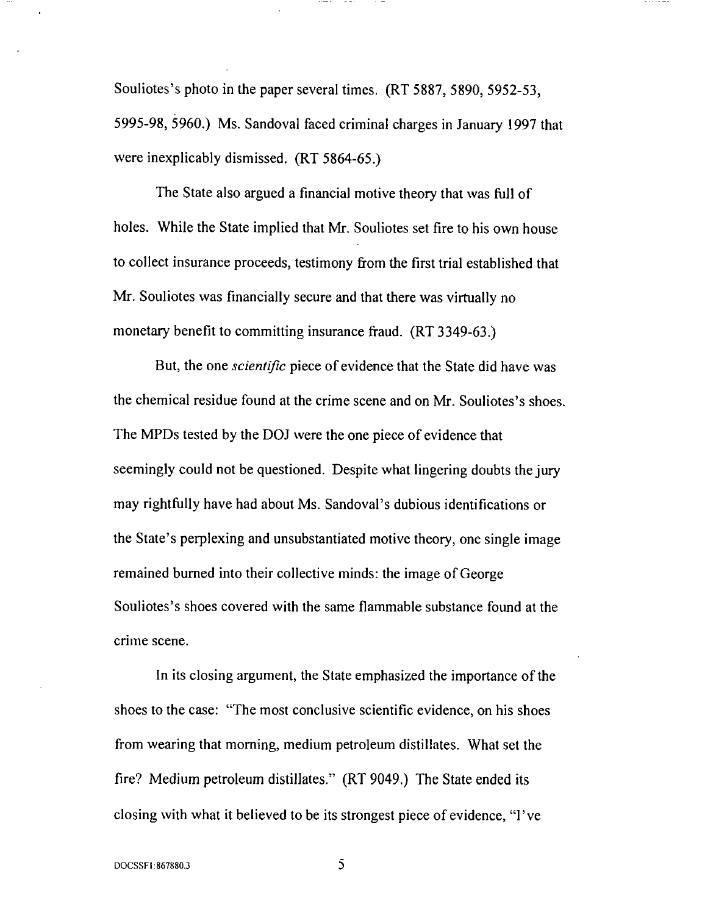Souliotes's photo in the paper several times. (RT 5887, 5890, 5952-53, 5995-98, 5960.) Ms. Sandoval faced criminal charges in January 1997 that were inexplicably dismissed. (RT 5864-65.)

The State also argued a financial motive theory that was full of holes. While the State implied that Mr. Souliotes set fire to his own house to collect insurance proceeds, testimony from the first trial established that Mr. Souliotes was financially secure and that there was virtually no monetary benefit to committing insurance fraud. (RT 3349-63.)

But, the one *scientific* piece of evidence that the State did have was the chemical residue found at the crime scene and on Mr. Souliotes's shoes. The MPDs tested by the DOJ were the one piece of evidence that seemingly could not be questioned. Despite what lingering doubts the jury may rightfully have had about Ms. Sandoval's dubious identifications or the State's perplexing and unsubstantiated motive theory, one single image remained burned into their collective minds: the image of George Souliotes's shoes covered with the same flammable substance found at the crime scene.

In its closing argument, the State emphasized the importance of the shoes to the case: "The most conclusive scientific evidence, on his shoes from wearing that morning, medium petroleum distillates. What set the fire? Medium petroleum distillates." (RT 9049.) The State ended its closing with what it believed to be its strongest piece of evidence, "I've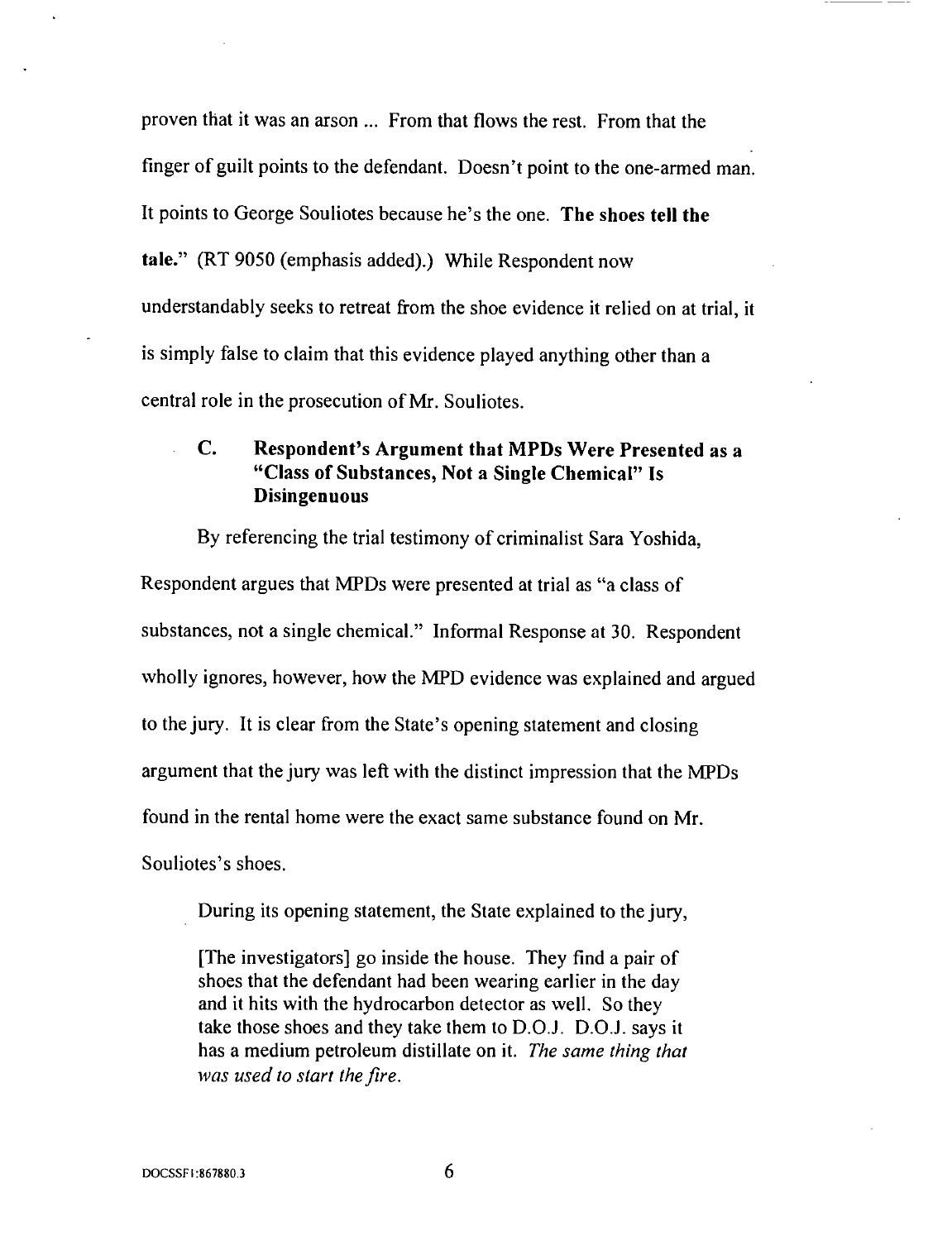proven that it was an arson ... From that flows the rest. From that the finger of guilt points to the defendant. Doesn't point to the one-armed man. It points to George Souliotes because he's the one. **The shoes tell the tale.**" (RT 9050 (emphasis added).) While Respondent now understandably seeks to retreat from the shoe evidence it relied on at trial, it is simply false to claim that this evidence played anything other than a central role in the prosecution of Mr. Souliotes.

### C. Respondent's Argument that MPDs Were Presented as a "Class of Substances, Not a Single Chemical" Is Disingenuous

By referencing the trial testimony of criminalist Sara Yoshida, Respondent argues that MPDs were presented at trial as "a class of substances, not a single chemical." Informal Response at 30. Respondent wholly ignores, however, how the MPD evidence was explained and argued to the jury. It is clear from the State's opening statement and closing argument that the jury was left with the distinct impression that the MPDs found in the rental home were the exact same substance found on Mr. Souliotes's shoes.

During its opening statement, the State explained to the jury,

> [The investigators] go inside the house. They find a pair of shoes that the defendant had been wearing earlier in the day and it hits with the hydrocarbon detector as well. So they take those shoes and they take them to D.O.J. D.O.J. says it has a medium petroleum distillate on it. *The same thing that was used to start the fire.*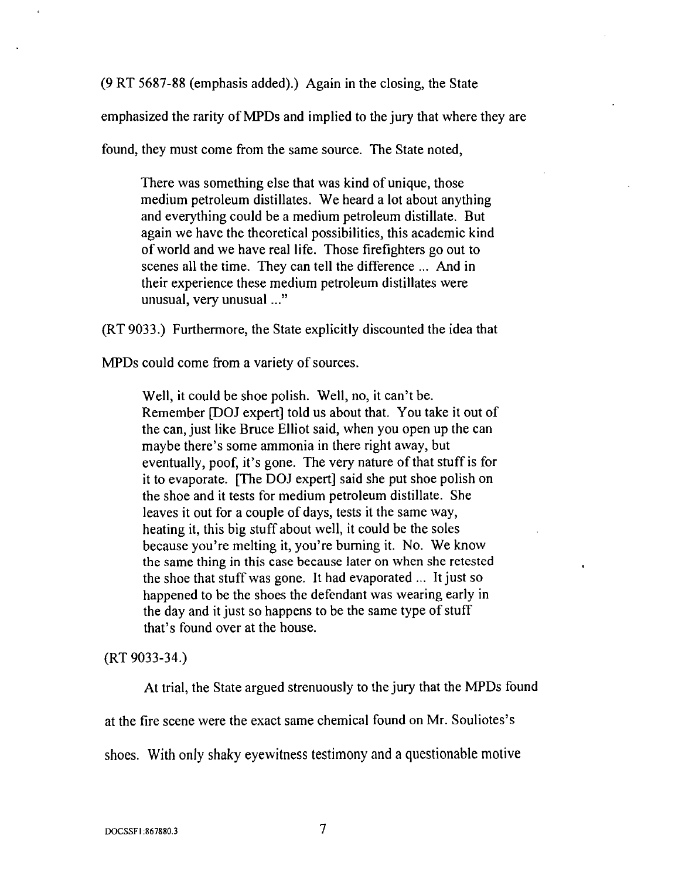(9 RT 5687-88 (emphasis added).) Again in the closing, the State emphasized the rarity of MPDs and implied to the jury that where they are found, they must come from the same source. The State noted,

> There was something else that was kind of unique, those medium petroleum distillates. We heard a lot about anything and everything could be a medium petroleum distillate. But again we have the theoretical possibilities, this academic kind of world and we have real life. Those firefighters go out to scenes all the time. They can tell the difference ... And in their experience these medium petroleum distillates were unusual, very unusual ..."

(RT 9033.) Furthermore, the State explicitly discounted the idea that MPDs could come from a variety of sources.

> Well, it could be shoe polish. Well, no, it can't be. Remember [DOJ expert] told us about that. You take it out of the can, just like Bruce Elliot said, when you open up the can maybe there's some ammonia in there right away, but eventually, poof, it's gone. The very nature of that stuff is for it to evaporate. [The DOJ expert] said she put shoe polish on the shoe and it tests for medium petroleum distillate. She leaves it out for a couple of days, tests it the same way, heating it, this big stuff about well, it could be the soles because you're melting it, you're burning it. No. We know the same thing in this case because later on when she retested the shoe that stuff was gone. It had evaporated ... It just so happened to be the shoes the defendant was wearing early in the day and it just so happens to be the same type of stuff that's found over at the house.

(RT 9033-34.)

At trial, the State argued strenuously to the jury that the MPDs found at the fire scene were the exact same chemical found on Mr. Souliotes's shoes. With only shaky eyewitness testimony and a questionable motive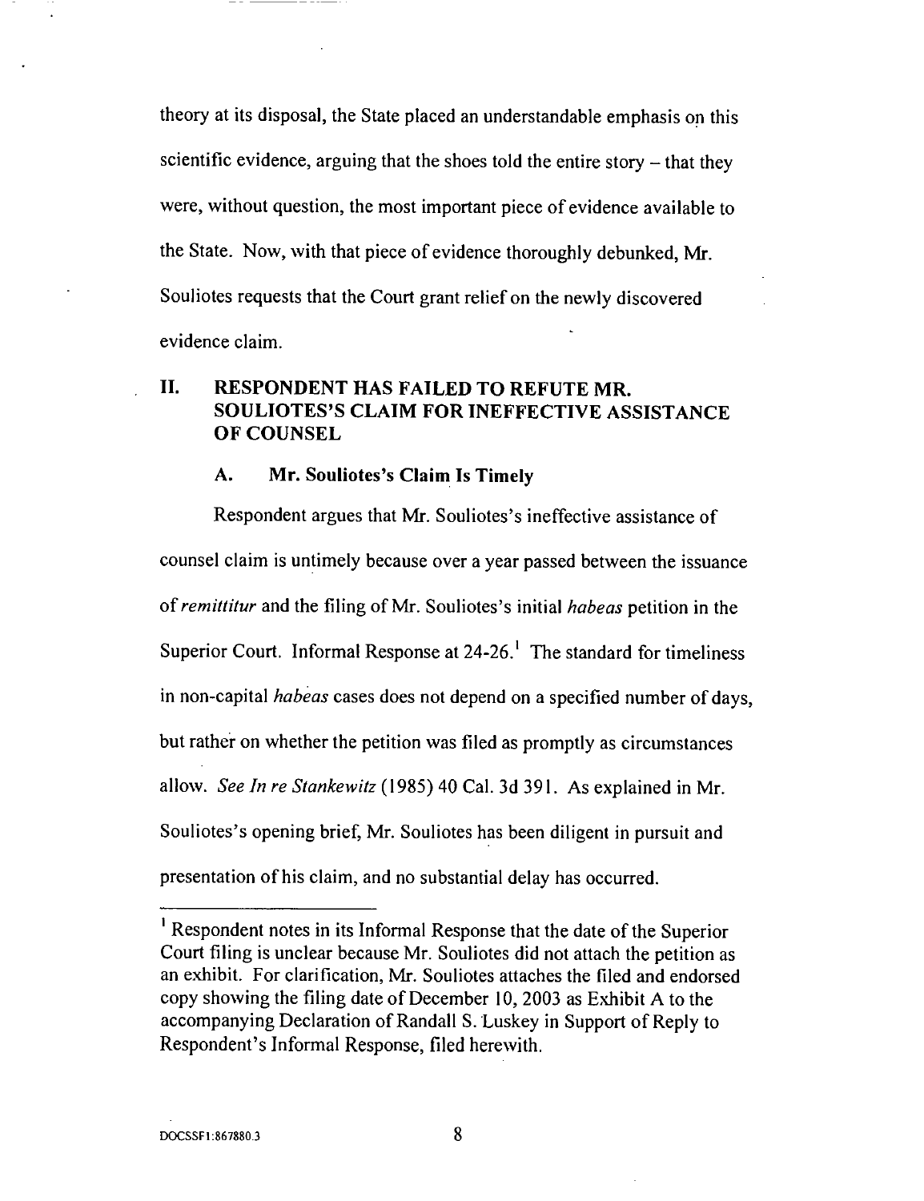theory at its disposal, the State placed an understandable emphasis on this scientific evidence, arguing that the shoes told the entire story – that they were, without question, the most important piece of evidence available to the State. Now, with that piece of evidence thoroughly debunked, Mr. Souliotes requests that the Court grant relief on the newly discovered evidence claim.

## II. RESPONDENT HAS FAILED TO REFUTE MR. SOULIOTES'S CLAIM FOR INEFFECTIVE ASSISTANCE OF COUNSEL

### A. Mr. Souliotes's Claim Is Timely

Respondent argues that Mr. Souliotes's ineffective assistance of counsel claim is untimely because over a year passed between the issuance of *remittitur* and the filing of Mr. Souliotes's initial *habeas* petition in the Superior Court. Informal Response at 24-26.[1] The standard for timeliness in non-capital *habeas* cases does not depend on a specified number of days, but rather on whether the petition was filed as promptly as circumstances allow. *See In re Stankewitz* (1985) 40 Cal. 3d 391. As explained in Mr. Souliotes's opening brief, Mr. Souliotes has been diligent in pursuit and presentation of his claim, and no substantial delay has occurred.

---

[1] Respondent notes in its Informal Response that the date of the Superior Court filing is unclear because Mr. Souliotes did not attach the petition as an exhibit. For clarification, Mr. Souliotes attaches the filed and endorsed copy showing the filing date of December 10, 2003 as Exhibit A to the accompanying Declaration of Randall S. Luskey in Support of Reply to Respondent's Informal Response, filed herewith.

DOCSSF1:867880.3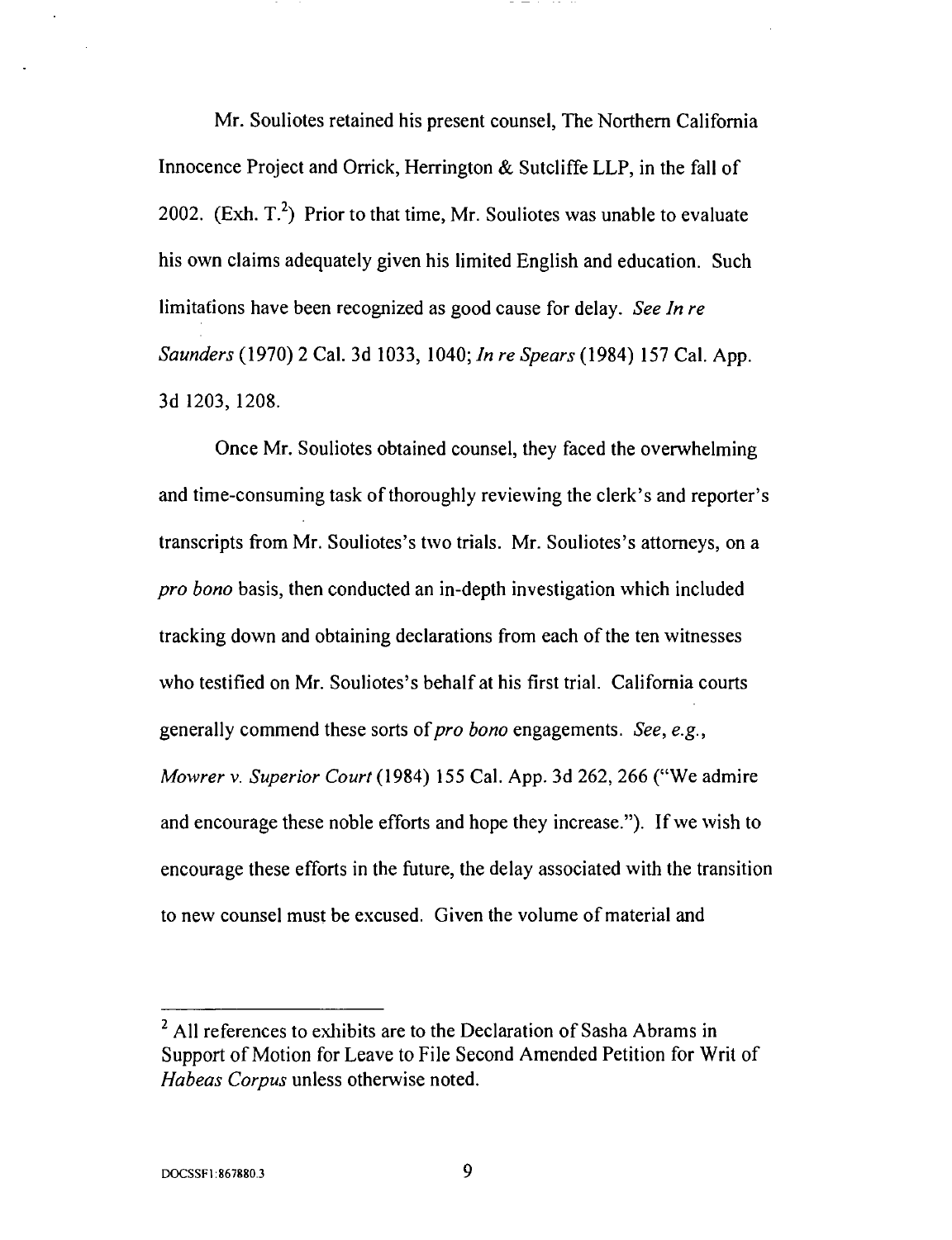Mr. Souliotes retained his present counsel, The Northern California Innocence Project and Orrick, Herrington & Sutcliffe LLP, in the fall of 2002. (Exh. T.[2]) Prior to that time, Mr. Souliotes was unable to evaluate his own claims adequately given his limited English and education. Such limitations have been recognized as good cause for delay. *See In re Saunders* (1970) 2 Cal. 3d 1033, 1040; *In re Spears* (1984) 157 Cal. App. 3d 1203, 1208.

Once Mr. Souliotes obtained counsel, they faced the overwhelming and time-consuming task of thoroughly reviewing the clerk's and reporter's transcripts from Mr. Souliotes's two trials. Mr. Souliotes's attorneys, on a *pro bono* basis, then conducted an in-depth investigation which included tracking down and obtaining declarations from each of the ten witnesses who testified on Mr. Souliotes's behalf at his first trial. California courts generally commend these sorts of *pro bono* engagements. *See, e.g.*, *Mowrer v. Superior Court* (1984) 155 Cal. App. 3d 262, 266 ("We admire and encourage these noble efforts and hope they increase."). If we wish to encourage these efforts in the future, the delay associated with the transition to new counsel must be excused. Given the volume of material and

---

[2] All references to exhibits are to the Declaration of Sasha Abrams in Support of Motion for Leave to File Second Amended Petition for Writ of *Habeas Corpus* unless otherwise noted.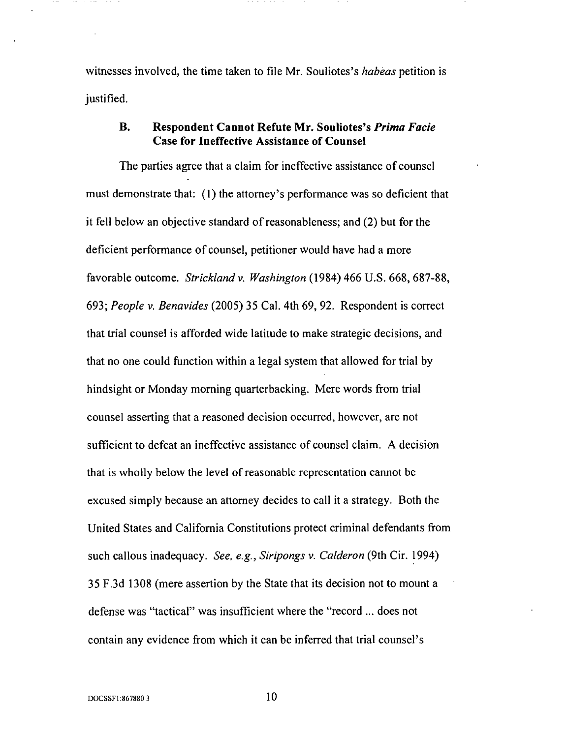witnesses involved, the time taken to file Mr. Souliotes's *habeas* petition is justified.

### B. Respondent Cannot Refute Mr. Souliotes's *Prima Facie* Case for Ineffective Assistance of Counsel

The parties agree that a claim for ineffective assistance of counsel must demonstrate that: (1) the attorney's performance was so deficient that it fell below an objective standard of reasonableness; and (2) but for the deficient performance of counsel, petitioner would have had a more favorable outcome. *Strickland v. Washington* (1984) 466 U.S. 668, 687-88, 693; *People v. Benavides* (2005) 35 Cal. 4th 69, 92. Respondent is correct that trial counsel is afforded wide latitude to make strategic decisions, and that no one could function within a legal system that allowed for trial by hindsight or Monday morning quarterbacking. Mere words from trial counsel asserting that a reasoned decision occurred, however, are not sufficient to defeat an ineffective assistance of counsel claim. A decision that is wholly below the level of reasonable representation cannot be excused simply because an attorney decides to call it a strategy. Both the United States and California Constitutions protect criminal defendants from such callous inadequacy. *See, e.g.*, *Siripongs v. Calderon* (9th Cir. 1994) 35 F.3d 1308 (mere assertion by the State that its decision not to mount a defense was "tactical" was insufficient where the "record ... does not contain any evidence from which it can be inferred that trial counsel's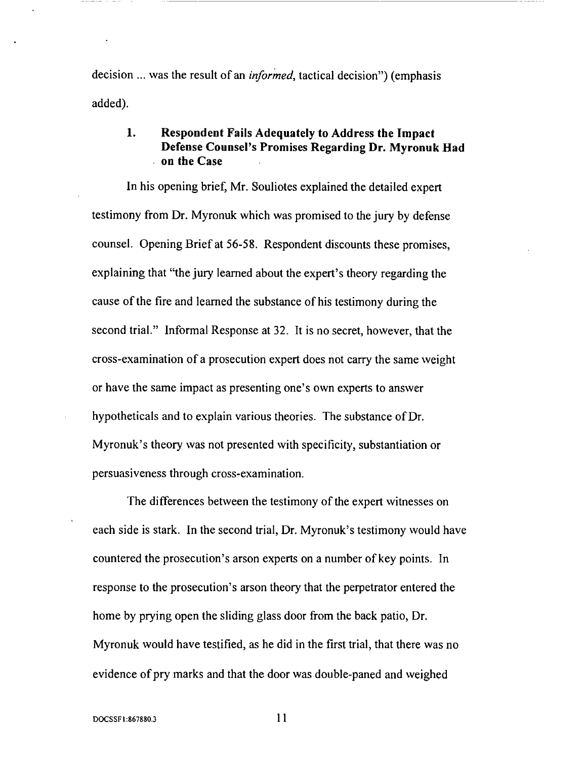decision ... was the result of an *informed*, tactical decision") (emphasis added).

### 1. Respondent Fails Adequately to Address the Impact Defense Counsel's Promises Regarding Dr. Myronuk Had on the Case

In his opening brief, Mr. Souliotes explained the detailed expert testimony from Dr. Myronuk which was promised to the jury by defense counsel. Opening Brief at 56-58. Respondent discounts these promises, explaining that "the jury learned about the expert's theory regarding the cause of the fire and learned the substance of his testimony during the second trial." Informal Response at 32. It is no secret, however, that the cross-examination of a prosecution expert does not carry the same weight or have the same impact as presenting one's own experts to answer hypotheticals and to explain various theories. The substance of Dr. Myronuk's theory was not presented with specificity, substantiation or persuasiveness through cross-examination.

The differences between the testimony of the expert witnesses on each side is stark. In the second trial, Dr. Myronuk's testimony would have countered the prosecution's arson experts on a number of key points. In response to the prosecution's arson theory that the perpetrator entered the home by prying open the sliding glass door from the back patio, Dr. Myronuk would have testified, as he did in the first trial, that there was no evidence of pry marks and that the door was double-paned and weighed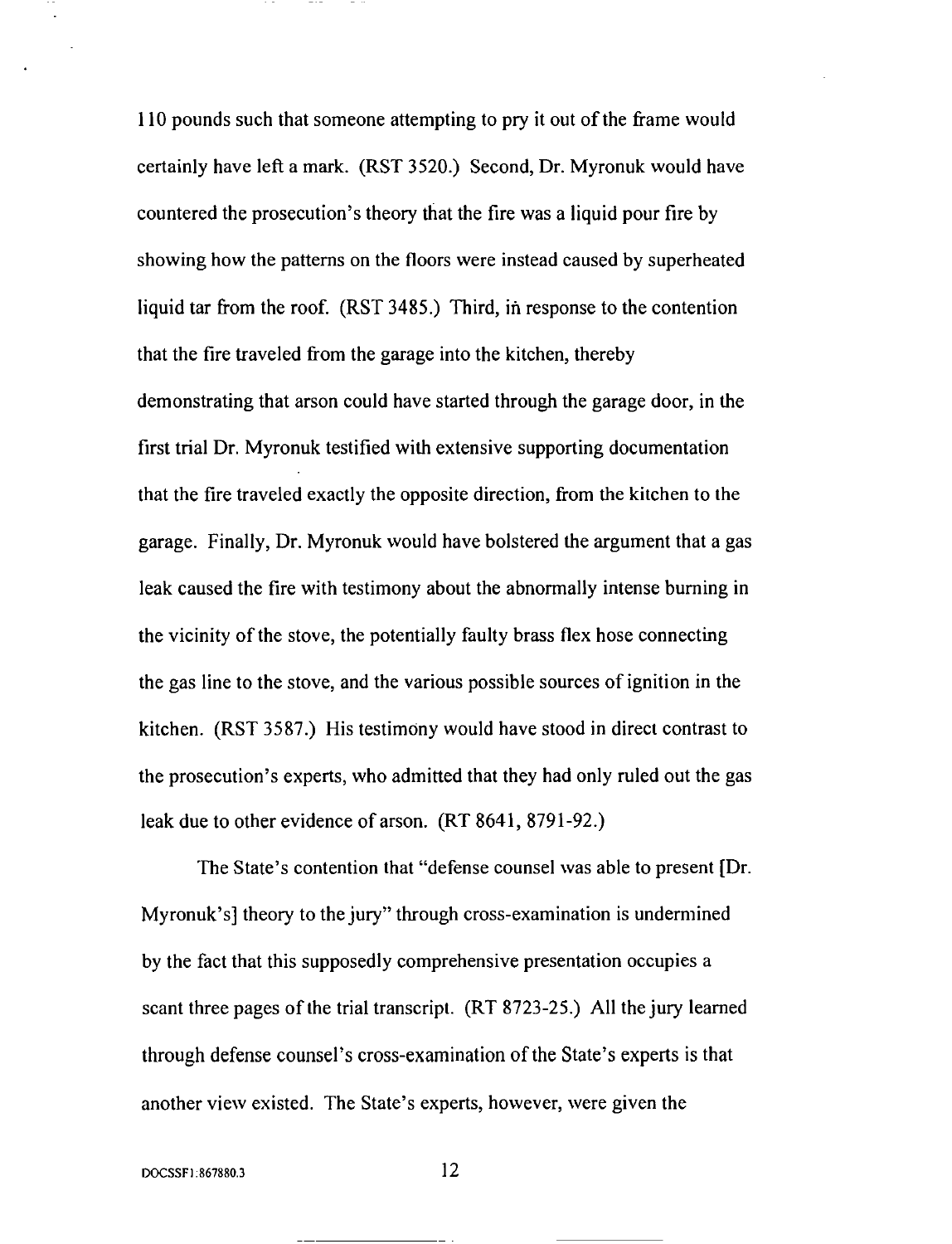110 pounds such that someone attempting to pry it out of the frame would certainly have left a mark. (RST 3520.) Second, Dr. Myronuk would have countered the prosecution's theory that the fire was a liquid pour fire by showing how the patterns on the floors were instead caused by superheated liquid tar from the roof. (RST 3485.) Third, in response to the contention that the fire traveled from the garage into the kitchen, thereby demonstrating that arson could have started through the garage door, in the first trial Dr. Myronuk testified with extensive supporting documentation that the fire traveled exactly the opposite direction, from the kitchen to the garage. Finally, Dr. Myronuk would have bolstered the argument that a gas leak caused the fire with testimony about the abnormally intense burning in the vicinity of the stove, the potentially faulty brass flex hose connecting the gas line to the stove, and the various possible sources of ignition in the kitchen. (RST 3587.) His testimony would have stood in direct contrast to the prosecution's experts, who admitted that they had only ruled out the gas leak due to other evidence of arson. (RT 8641, 8791-92.)

The State's contention that "defense counsel was able to present [Dr. Myronuk's] theory to the jury" through cross-examination is undermined by the fact that this supposedly comprehensive presentation occupies a scant three pages of the trial transcript. (RT 8723-25.) All the jury learned through defense counsel's cross-examination of the State's experts is that another view existed. The State's experts, however, were given the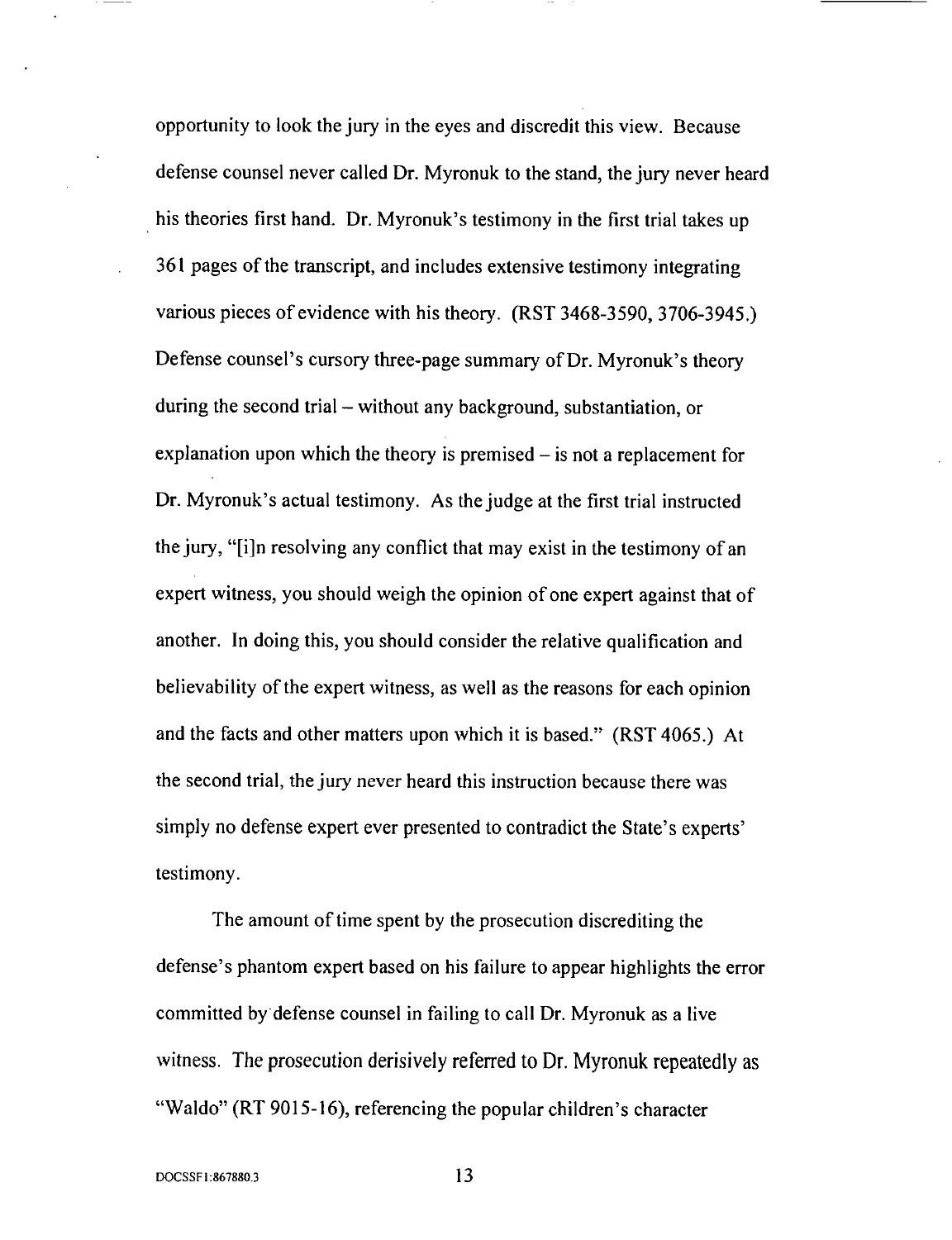opportunity to look the jury in the eyes and discredit this view. Because defense counsel never called Dr. Myronuk to the stand, the jury never heard his theories first hand. Dr. Myronuk's testimony in the first trial takes up 361 pages of the transcript, and includes extensive testimony integrating various pieces of evidence with his theory. (RST 3468-3590, 3706-3945.) Defense counsel's cursory three-page summary of Dr. Myronuk's theory during the second trial – without any background, substantiation, or explanation upon which the theory is premised – is not a replacement for Dr. Myronuk's actual testimony. As the judge at the first trial instructed the jury, "[i]n resolving any conflict that may exist in the testimony of an expert witness, you should weigh the opinion of one expert against that of another. In doing this, you should consider the relative qualification and believability of the expert witness, as well as the reasons for each opinion and the facts and other matters upon which it is based." (RST 4065.) At the second trial, the jury never heard this instruction because there was simply no defense expert ever presented to contradict the State's experts' testimony.

The amount of time spent by the prosecution discrediting the defense's phantom expert based on his failure to appear highlights the error committed by defense counsel in failing to call Dr. Myronuk as a live witness. The prosecution derisively referred to Dr. Myronuk repeatedly as "Waldo" (RT 9015-16), referencing the popular children's character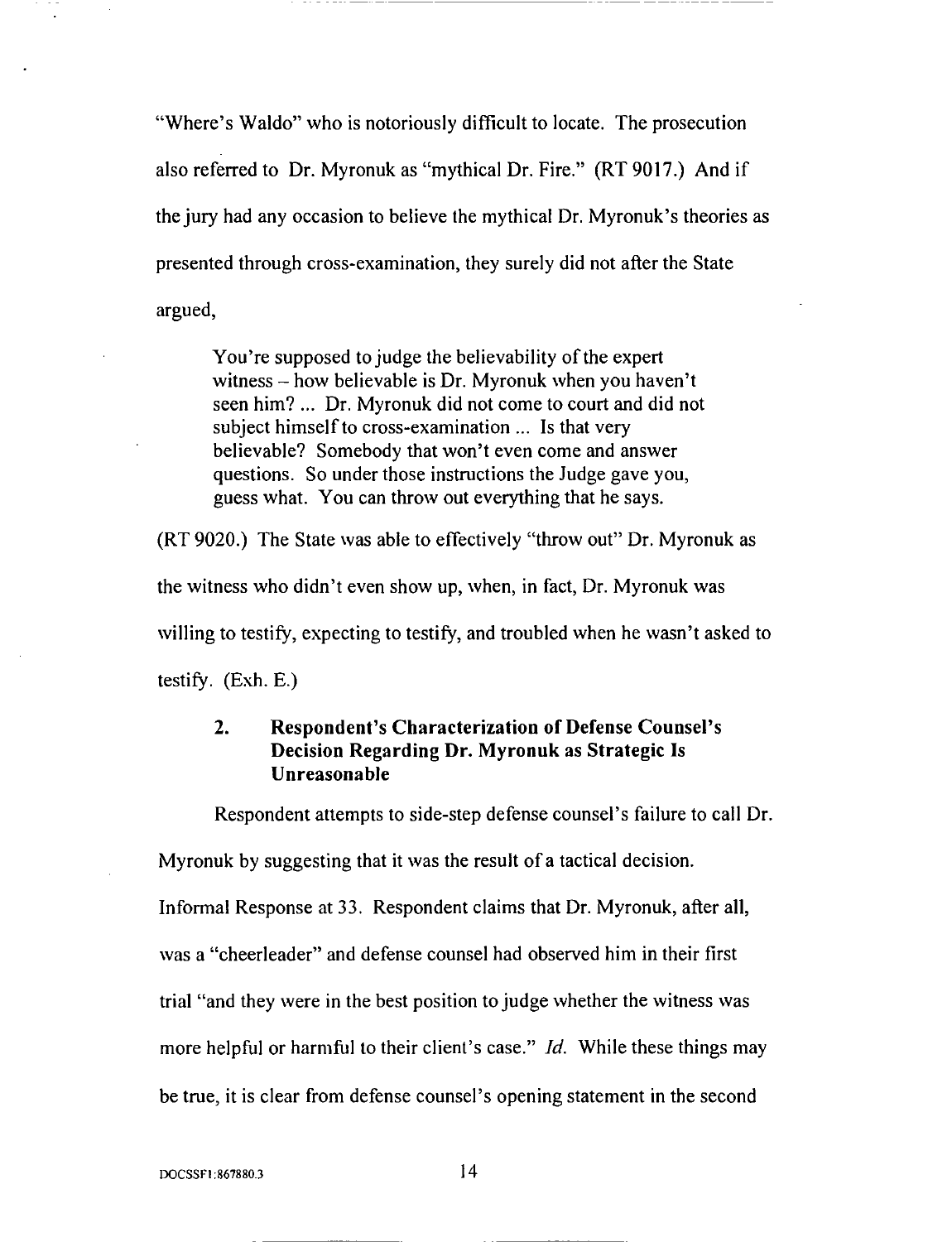"Where's Waldo" who is notoriously difficult to locate. The prosecution also referred to Dr. Myronuk as "mythical Dr. Fire." (RT 9017.) And if the jury had any occasion to believe the mythical Dr. Myronuk's theories as presented through cross-examination, they surely did not after the State argued,

> You're supposed to judge the believability of the expert witness – how believable is Dr. Myronuk when you haven't seen him? ... Dr. Myronuk did not come to court and did not subject himself to cross-examination ... Is that very believable? Somebody that won't even come and answer questions. So under those instructions the Judge gave you, guess what. You can throw out everything that he says.

(RT 9020.) The State was able to effectively "throw out" Dr. Myronuk as the witness who didn't even show up, when, in fact, Dr. Myronuk was willing to testify, expecting to testify, and troubled when he wasn't asked to testify. (Exh. E.)

### 2. Respondent's Characterization of Defense Counsel's Decision Regarding Dr. Myronuk as Strategic Is Unreasonable

Respondent attempts to side-step defense counsel's failure to call Dr. Myronuk by suggesting that it was the result of a tactical decision. Informal Response at 33. Respondent claims that Dr. Myronuk, after all, was a "cheerleader" and defense counsel had observed him in their first trial "and they were in the best position to judge whether the witness was more helpful or harmful to their client's case." *Id.* While these things may be true, it is clear from defense counsel's opening statement in the second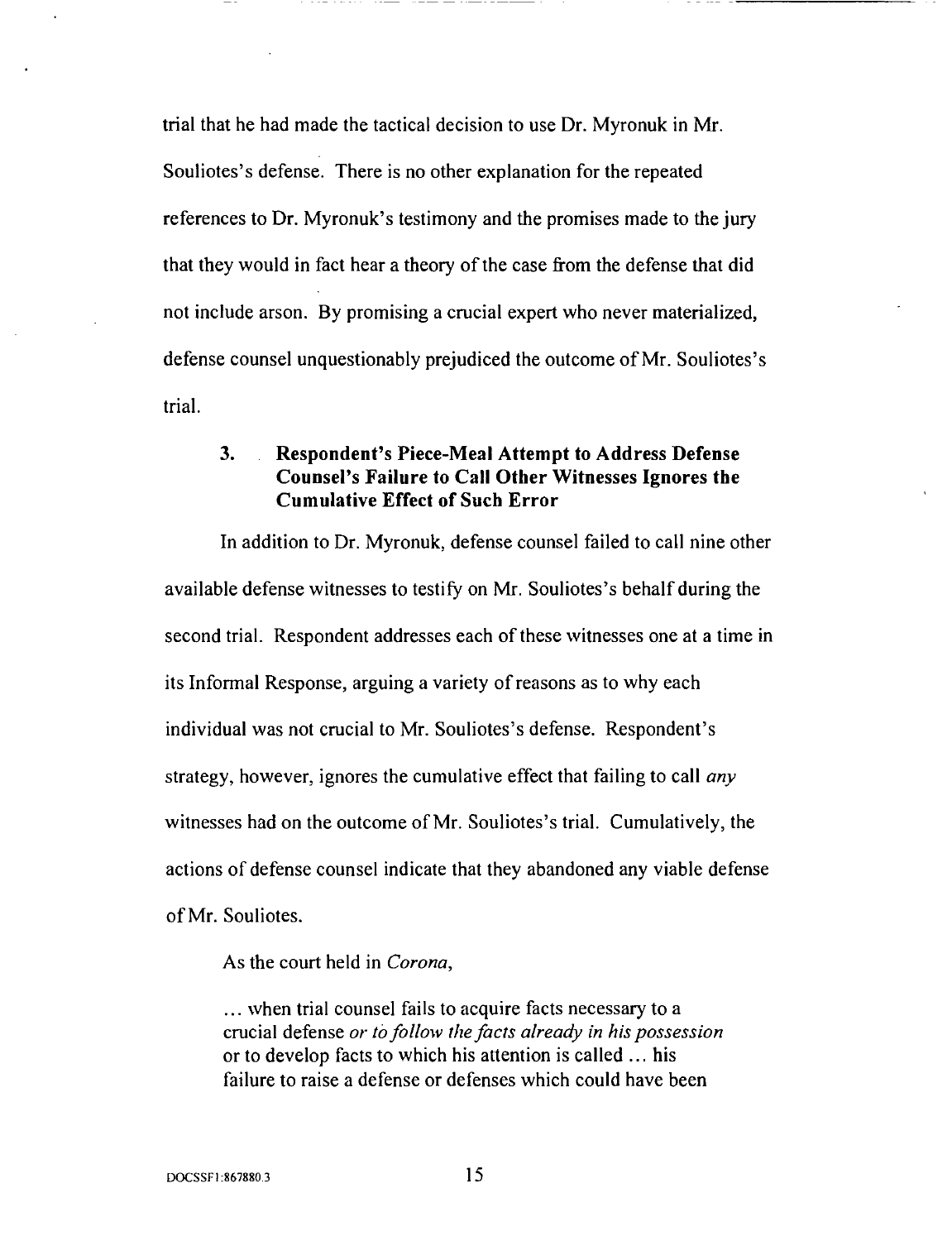trial that he had made the tactical decision to use Dr. Myronuk in Mr. Souliotes's defense. There is no other explanation for the repeated references to Dr. Myronuk's testimony and the promises made to the jury that they would in fact hear a theory of the case from the defense that did not include arson. By promising a crucial expert who never materialized, defense counsel unquestionably prejudiced the outcome of Mr. Souliotes's trial.

### 3. Respondent's Piece-Meal Attempt to Address Defense Counsel's Failure to Call Other Witnesses Ignores the Cumulative Effect of Such Error

In addition to Dr. Myronuk, defense counsel failed to call nine other available defense witnesses to testify on Mr. Souliotes's behalf during the second trial. Respondent addresses each of these witnesses one at a time in its Informal Response, arguing a variety of reasons as to why each individual was not crucial to Mr. Souliotes's defense. Respondent's strategy, however, ignores the cumulative effect that failing to call *any* witnesses had on the outcome of Mr. Souliotes's trial. Cumulatively, the actions of defense counsel indicate that they abandoned any viable defense of Mr. Souliotes.

As the court held in *Corona*,

> … when trial counsel fails to acquire facts necessary to a crucial defense *or to follow the facts already in his possession* or to develop facts to which his attention is called … his failure to raise a defense or defenses which could have been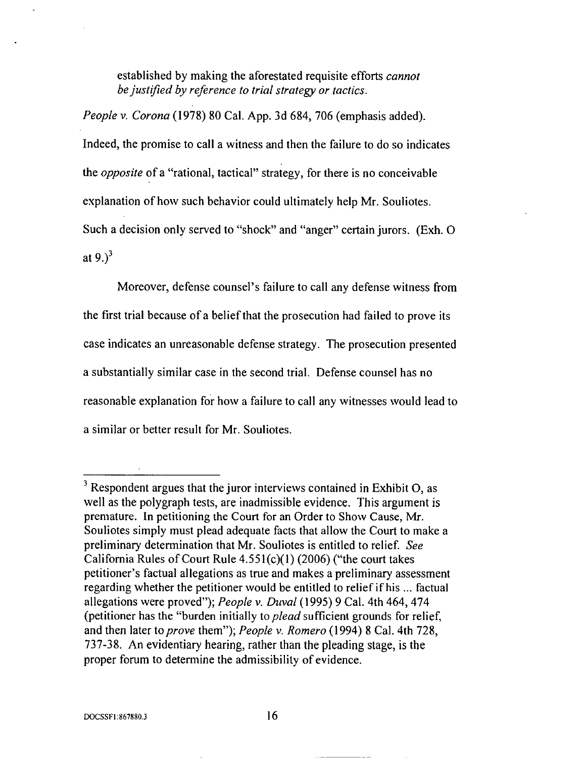> established by making the aforestated requisite efforts *cannot be justified by reference to trial strategy or tactics*.

*People v. Corona* (1978) 80 Cal. App. 3d 684, 706 (emphasis added). Indeed, the promise to call a witness and then the failure to do so indicates the *opposite* of a "rational, tactical" strategy, for there is no conceivable explanation of how such behavior could ultimately help Mr. Souliotes. Such a decision only served to "shock" and "anger" certain jurors. (Exh. O at 9.)[3]

Moreover, defense counsel's failure to call any defense witness from the first trial because of a belief that the prosecution had failed to prove its case indicates an unreasonable defense strategy. The prosecution presented a substantially similar case in the second trial. Defense counsel has no reasonable explanation for how a failure to call any witnesses would lead to a similar or better result for Mr. Souliotes.

---

[3] Respondent argues that the juror interviews contained in Exhibit O, as well as the polygraph tests, are inadmissible evidence. This argument is premature. In petitioning the Court for an Order to Show Cause, Mr. Souliotes simply must plead adequate facts that allow the Court to make a preliminary determination that Mr. Souliotes is entitled to relief. *See* California Rules of Court Rule 4.551(c)(1) (2006) ("the court takes petitioner's factual allegations as true and makes a preliminary assessment regarding whether the petitioner would be entitled to relief if his ... factual allegations were proved"); *People v. Duval* (1995) 9 Cal. 4th 464, 474 (petitioner has the "burden initially to *plead* sufficient grounds for relief, and then later to *prove* them"); *People v. Romero* (1994) 8 Cal. 4th 728, 737-38. An evidentiary hearing, rather than the pleading stage, is the proper forum to determine the admissibility of evidence.

DOCSSF1:867880.3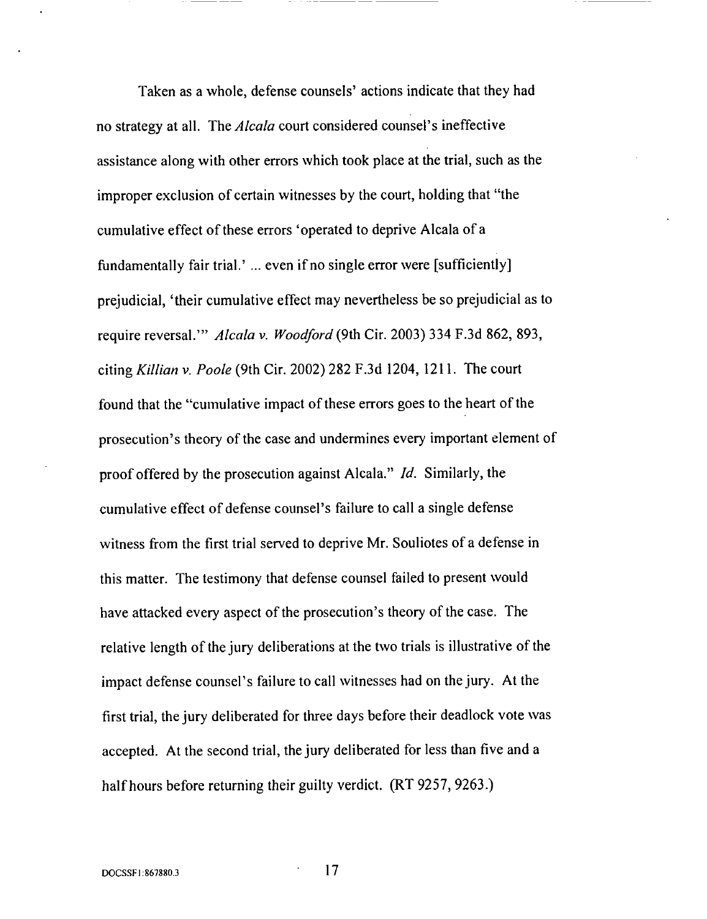Taken as a whole, defense counsels' actions indicate that they had no strategy at all. The *Alcala* court considered counsel's ineffective assistance along with other errors which took place at the trial, such as the improper exclusion of certain witnesses by the court, holding that "the cumulative effect of these errors 'operated to deprive Alcala of a fundamentally fair trial.' ... even if no single error were [sufficiently] prejudicial, 'their cumulative effect may nevertheless be so prejudicial as to require reversal.'" *Alcala v. Woodford* (9th Cir. 2003) 334 F.3d 862, 893, citing *Killian v. Poole* (9th Cir. 2002) 282 F.3d 1204, 1211. The court found that the "cumulative impact of these errors goes to the heart of the prosecution's theory of the case and undermines every important element of proof offered by the prosecution against Alcala." *Id.* Similarly, the cumulative effect of defense counsel's failure to call a single defense witness from the first trial served to deprive Mr. Souliotes of a defense in this matter. The testimony that defense counsel failed to present would have attacked every aspect of the prosecution's theory of the case. The relative length of the jury deliberations at the two trials is illustrative of the impact defense counsel's failure to call witnesses had on the jury. At the first trial, the jury deliberated for three days before their deadlock vote was accepted. At the second trial, the jury deliberated for less than five and a half hours before returning their guilty verdict. (RT 9257, 9263.)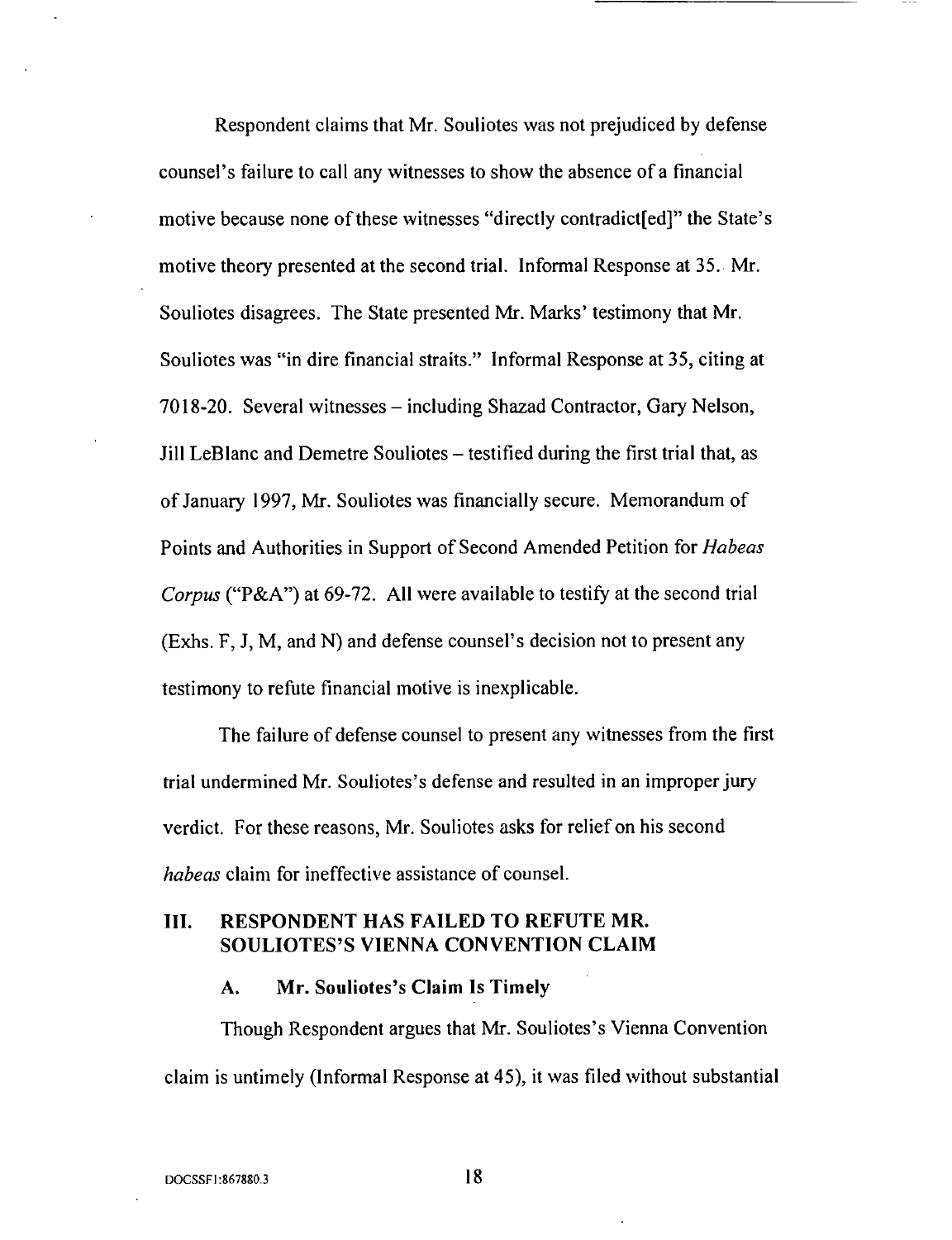Respondent claims that Mr. Souliotes was not prejudiced by defense counsel's failure to call any witnesses to show the absence of a financial motive because none of these witnesses "directly contradict[ed]" the State's motive theory presented at the second trial. Informal Response at 35. Mr. Souliotes disagrees. The State presented Mr. Marks' testimony that Mr. Souliotes was "in dire financial straits." Informal Response at 35, citing at 7018-20. Several witnesses – including Shazad Contractor, Gary Nelson, Jill LeBlanc and Demetre Souliotes – testified during the first trial that, as of January 1997, Mr. Souliotes was financially secure. Memorandum of Points and Authorities in Support of Second Amended Petition for *Habeas Corpus* ("P&A") at 69-72. All were available to testify at the second trial (Exhs. F, J, M, and N) and defense counsel's decision not to present any testimony to refute financial motive is inexplicable.

The failure of defense counsel to present any witnesses from the first trial undermined Mr. Souliotes's defense and resulted in an improper jury verdict. For these reasons, Mr. Souliotes asks for relief on his second *habeas* claim for ineffective assistance of counsel.

## III. RESPONDENT HAS FAILED TO REFUTE MR. SOULIOTES'S VIENNA CONVENTION CLAIM

### A. Mr. Souliotes's Claim Is Timely

Though Respondent argues that Mr. Souliotes's Vienna Convention claim is untimely (Informal Response at 45), it was filed without substantial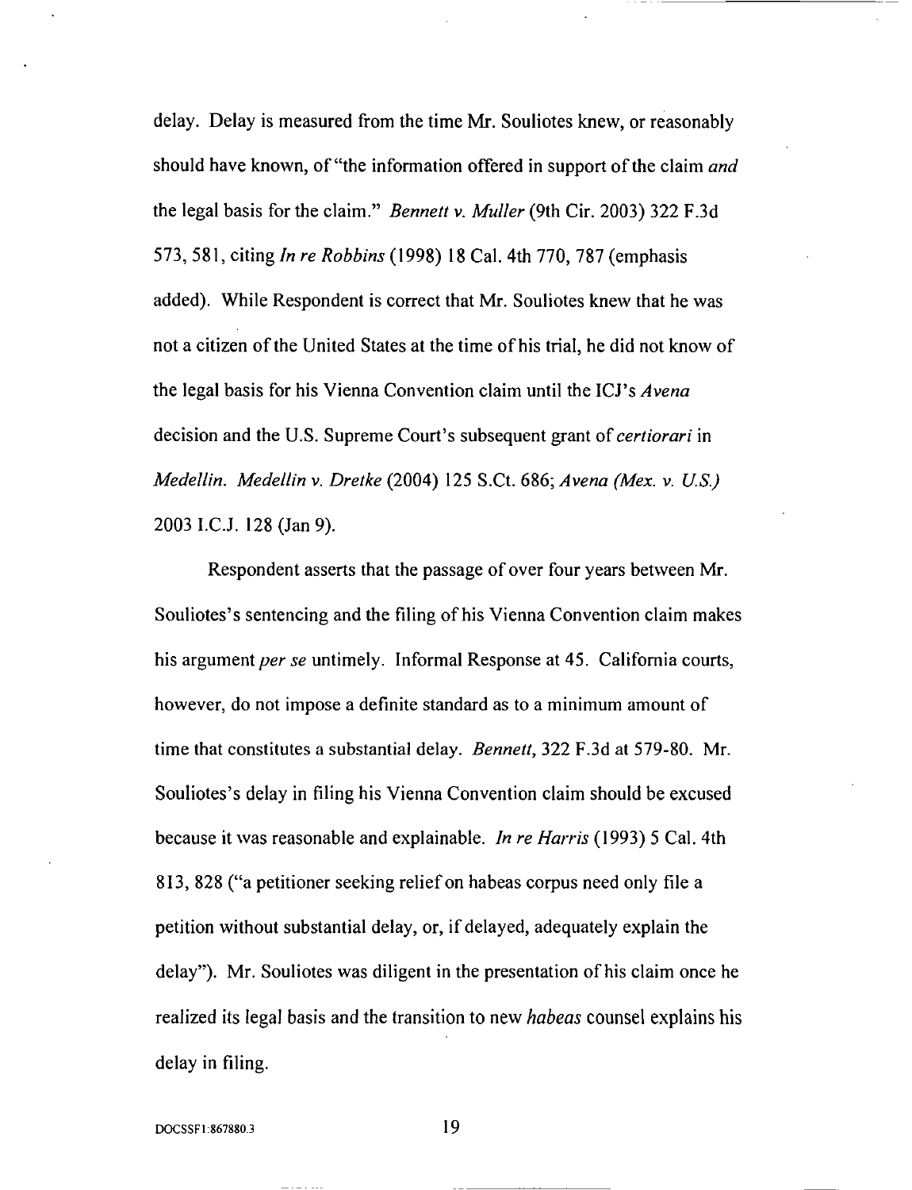delay. Delay is measured from the time Mr. Souliotes knew, or reasonably should have known, of "the information offered in support of the claim *and* the legal basis for the claim." *Bennett v. Muller* (9th Cir. 2003) 322 F.3d 573, 581, citing *In re Robbins* (1998) 18 Cal. 4th 770, 787 (emphasis added). While Respondent is correct that Mr. Souliotes knew that he was not a citizen of the United States at the time of his trial, he did not know of the legal basis for his Vienna Convention claim until the ICJ's *Avena* decision and the U.S. Supreme Court's subsequent grant of *certiorari* in *Medellin*. *Medellin v. Dretke* (2004) 125 S.Ct. 686; *Avena (Mex. v. U.S.)* 2003 I.C.J. 128 (Jan 9).

Respondent asserts that the passage of over four years between Mr. Souliotes's sentencing and the filing of his Vienna Convention claim makes his argument *per se* untimely. Informal Response at 45. California courts, however, do not impose a definite standard as to a minimum amount of time that constitutes a substantial delay. *Bennett*, 322 F.3d at 579-80. Mr. Souliotes's delay in filing his Vienna Convention claim should be excused because it was reasonable and explainable. *In re Harris* (1993) 5 Cal. 4th 813, 828 ("a petitioner seeking relief on habeas corpus need only file a petition without substantial delay, or, if delayed, adequately explain the delay"). Mr. Souliotes was diligent in the presentation of his claim once he realized its legal basis and the transition to new *habeas* counsel explains his delay in filing.

DOCSSF1:867880.3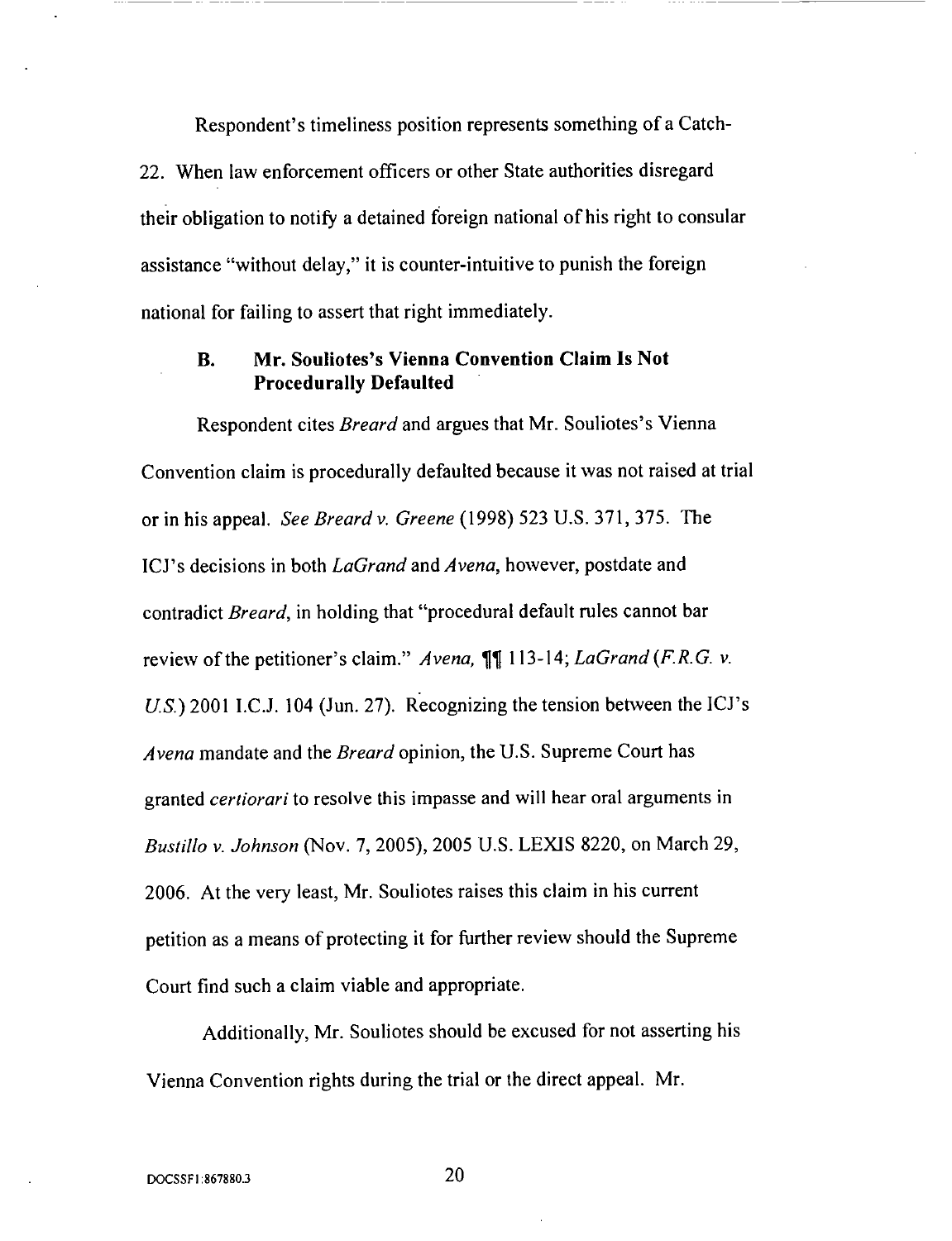Respondent's timeliness position represents something of a Catch-22. When law enforcement officers or other State authorities disregard their obligation to notify a detained foreign national of his right to consular assistance "without delay," it is counter-intuitive to punish the foreign national for failing to assert that right immediately.

### B. Mr. Souliotes's Vienna Convention Claim Is Not Procedurally Defaulted

Respondent cites *Breard* and argues that Mr. Souliotes's Vienna Convention claim is procedurally defaulted because it was not raised at trial or in his appeal. *See Breard v. Greene* (1998) 523 U.S. 371, 375. The ICJ's decisions in both *LaGrand* and *Avena*, however, postdate and contradict *Breard*, in holding that "procedural default rules cannot bar review of the petitioner's claim." *Avena,* ¶¶ 113-14; *LaGrand (F.R.G. v. U.S.)* 2001 I.C.J. 104 (Jun. 27). Recognizing the tension between the ICJ's *Avena* mandate and the *Breard* opinion, the U.S. Supreme Court has granted *certiorari* to resolve this impasse and will hear oral arguments in *Bustillo v. Johnson* (Nov. 7, 2005), 2005 U.S. LEXIS 8220, on March 29, 2006. At the very least, Mr. Souliotes raises this claim in his current petition as a means of protecting it for further review should the Supreme Court find such a claim viable and appropriate.

Additionally, Mr. Souliotes should be excused for not asserting his Vienna Convention rights during the trial or the direct appeal. Mr.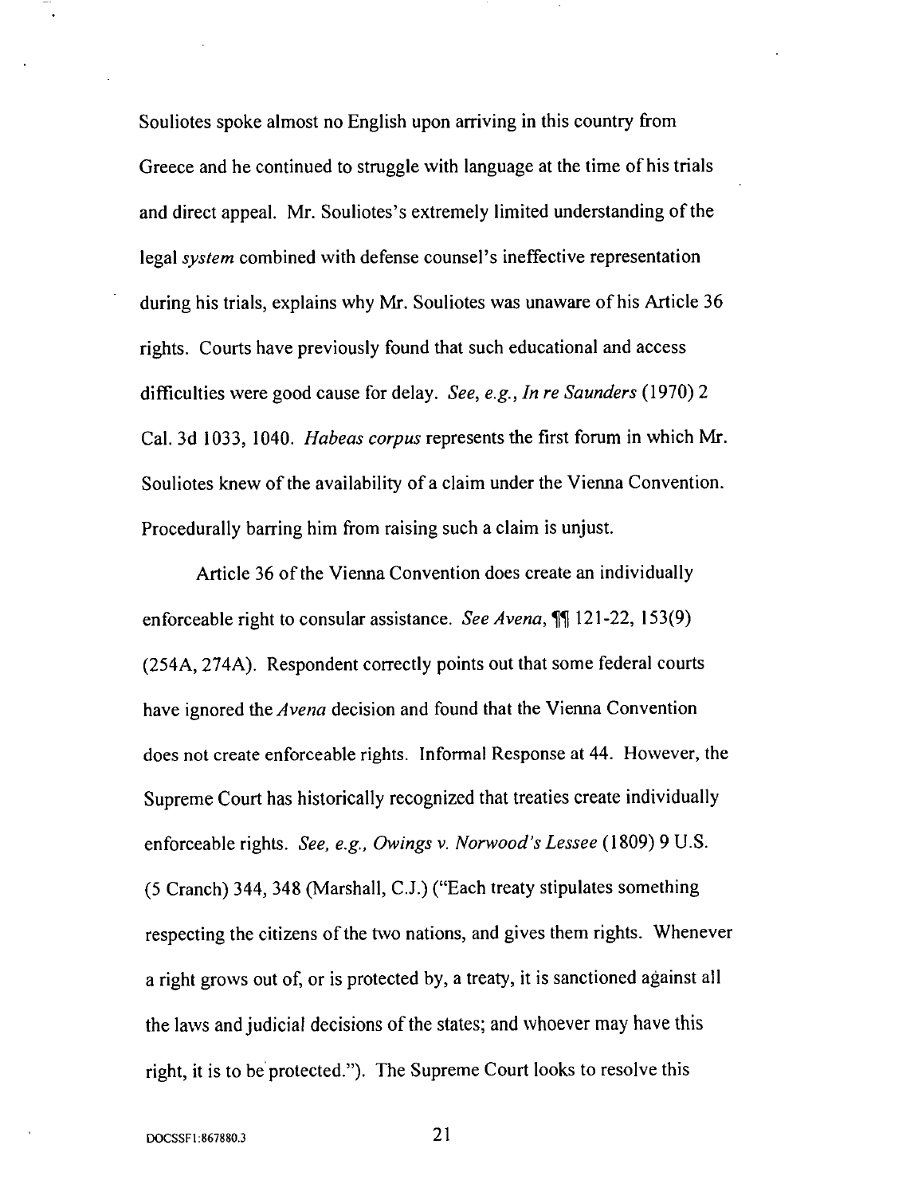Souliotes spoke almost no English upon arriving in this country from Greece and he continued to struggle with language at the time of his trials and direct appeal. Mr. Souliotes's extremely limited understanding of the legal *system* combined with defense counsel's ineffective representation during his trials, explains why Mr. Souliotes was unaware of his Article 36 rights. Courts have previously found that such educational and access difficulties were good cause for delay. *See, e.g., In re Saunders* (1970) 2 Cal. 3d 1033, 1040. *Habeas corpus* represents the first forum in which Mr. Souliotes knew of the availability of a claim under the Vienna Convention. Procedurally barring him from raising such a claim is unjust.

Article 36 of the Vienna Convention does create an individually enforceable right to consular assistance. *See Avena*, ¶¶ 121-22, 153(9) (254A, 274A). Respondent correctly points out that some federal courts have ignored the *Avena* decision and found that the Vienna Convention does not create enforceable rights. Informal Response at 44. However, the Supreme Court has historically recognized that treaties create individually enforceable rights. *See, e.g., Owings v. Norwood's Lessee* (1809) 9 U.S. (5 Cranch) 344, 348 (Marshall, C.J.) ("Each treaty stipulates something respecting the citizens of the two nations, and gives them rights. Whenever a right grows out of, or is protected by, a treaty, it is sanctioned against all the laws and judicial decisions of the states; and whoever may have this right, it is to be protected."). The Supreme Court looks to resolve this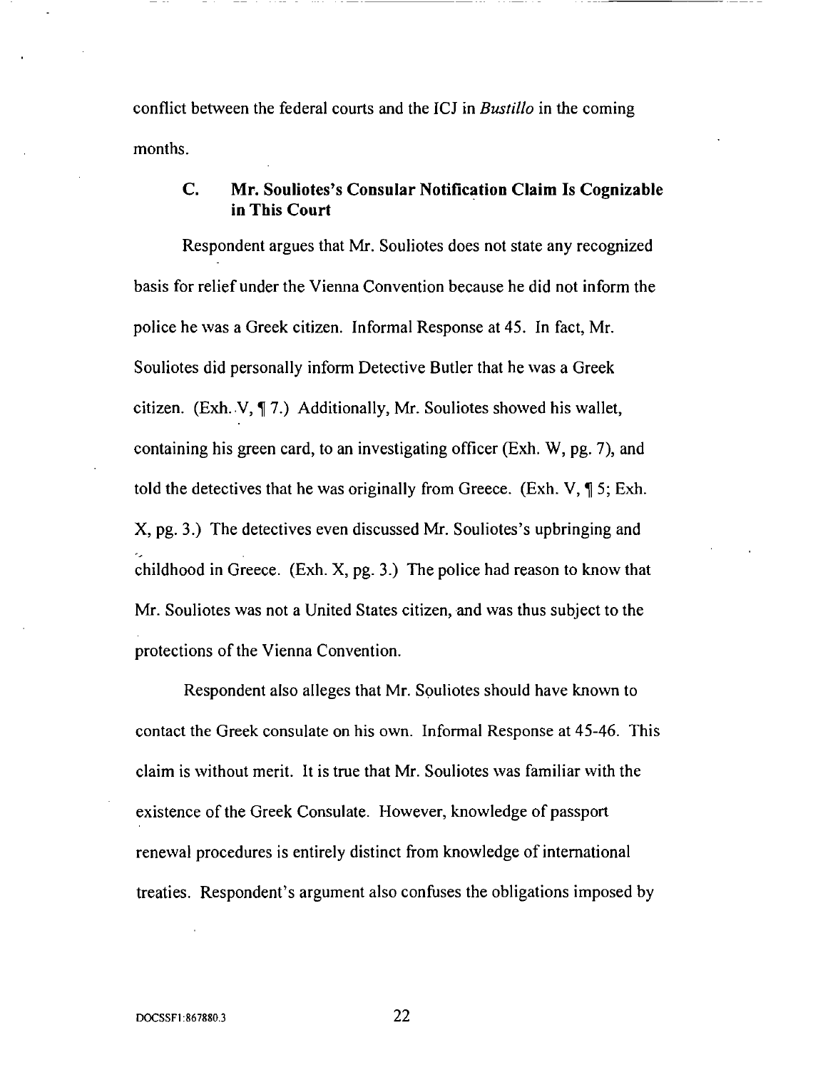conflict between the federal courts and the ICJ in *Bustillo* in the coming months.

### C. Mr. Souliotes's Consular Notification Claim Is Cognizable in This Court

Respondent argues that Mr. Souliotes does not state any recognized basis for relief under the Vienna Convention because he did not inform the police he was a Greek citizen. Informal Response at 45. In fact, Mr. Souliotes did personally inform Detective Butler that he was a Greek citizen. (Exh. V, ¶ 7.) Additionally, Mr. Souliotes showed his wallet, containing his green card, to an investigating officer (Exh. W, pg. 7), and told the detectives that he was originally from Greece. (Exh. V, ¶ 5; Exh. X, pg. 3.) The detectives even discussed Mr. Souliotes's upbringing and childhood in Greece. (Exh. X, pg. 3.) The police had reason to know that Mr. Souliotes was not a United States citizen, and was thus subject to the protections of the Vienna Convention.

Respondent also alleges that Mr. Souliotes should have known to contact the Greek consulate on his own. Informal Response at 45-46. This claim is without merit. It is true that Mr. Souliotes was familiar with the existence of the Greek Consulate. However, knowledge of passport renewal procedures is entirely distinct from knowledge of international treaties. Respondent's argument also confuses the obligations imposed by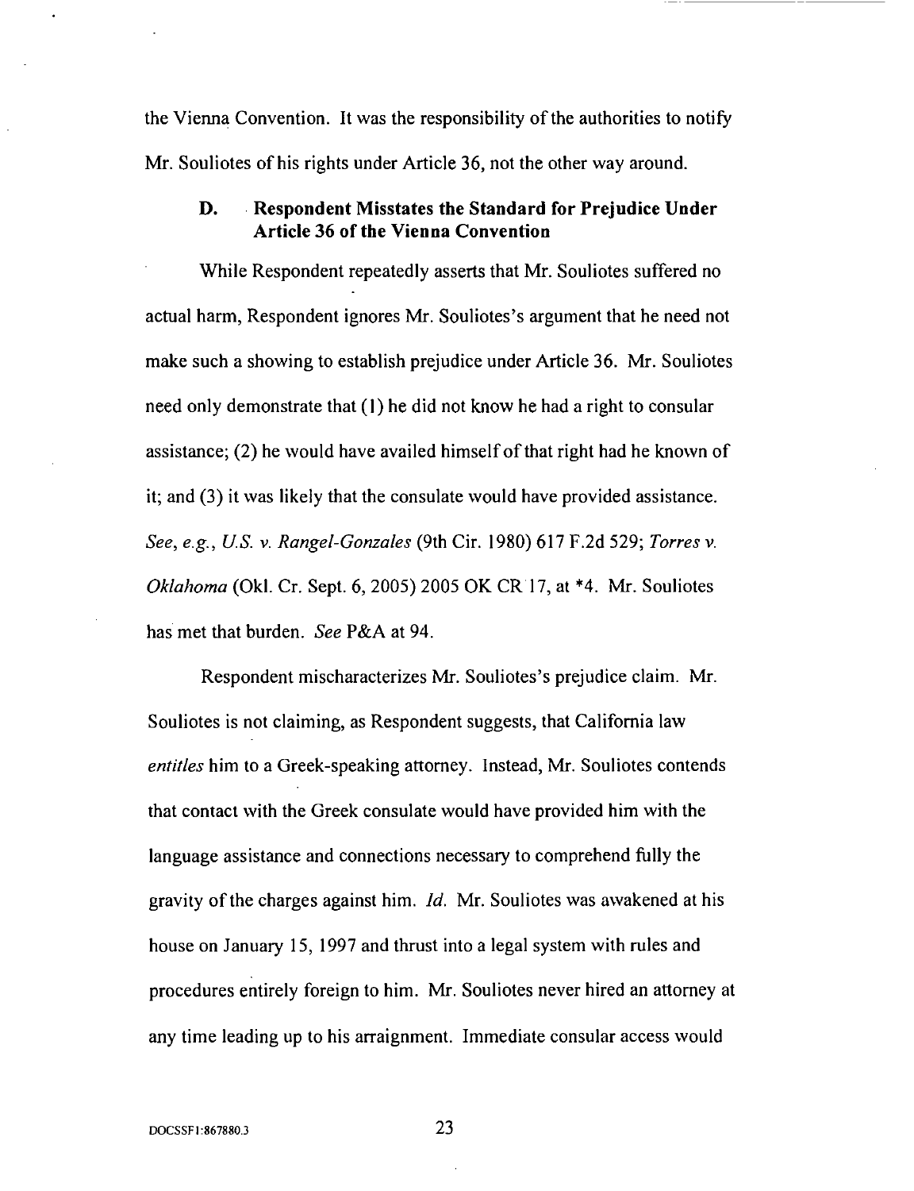the Vienna Convention. It was the responsibility of the authorities to notify Mr. Souliotes of his rights under Article 36, not the other way around.

### D. Respondent Misstates the Standard for Prejudice Under Article 36 of the Vienna Convention

While Respondent repeatedly asserts that Mr. Souliotes suffered no actual harm, Respondent ignores Mr. Souliotes's argument that he need not make such a showing to establish prejudice under Article 36. Mr. Souliotes need only demonstrate that (1) he did not know he had a right to consular assistance; (2) he would have availed himself of that right had he known of it; and (3) it was likely that the consulate would have provided assistance. *See, e.g., U.S. v. Rangel-Gonzales* (9th Cir. 1980) 617 F.2d 529; *Torres v. Oklahoma* (Okl. Cr. Sept. 6, 2005) 2005 OK CR 17, at *4. Mr. Souliotes has met that burden. *See* P&A at 94.

Respondent mischaracterizes Mr. Souliotes's prejudice claim. Mr. Souliotes is not claiming, as Respondent suggests, that California law *entitles* him to a Greek-speaking attorney. Instead, Mr. Souliotes contends that contact with the Greek consulate would have provided him with the language assistance and connections necessary to comprehend fully the gravity of the charges against him. *Id.* Mr. Souliotes was awakened at his house on January 15, 1997 and thrust into a legal system with rules and procedures entirely foreign to him. Mr. Souliotes never hired an attorney at any time leading up to his arraignment. Immediate consular access would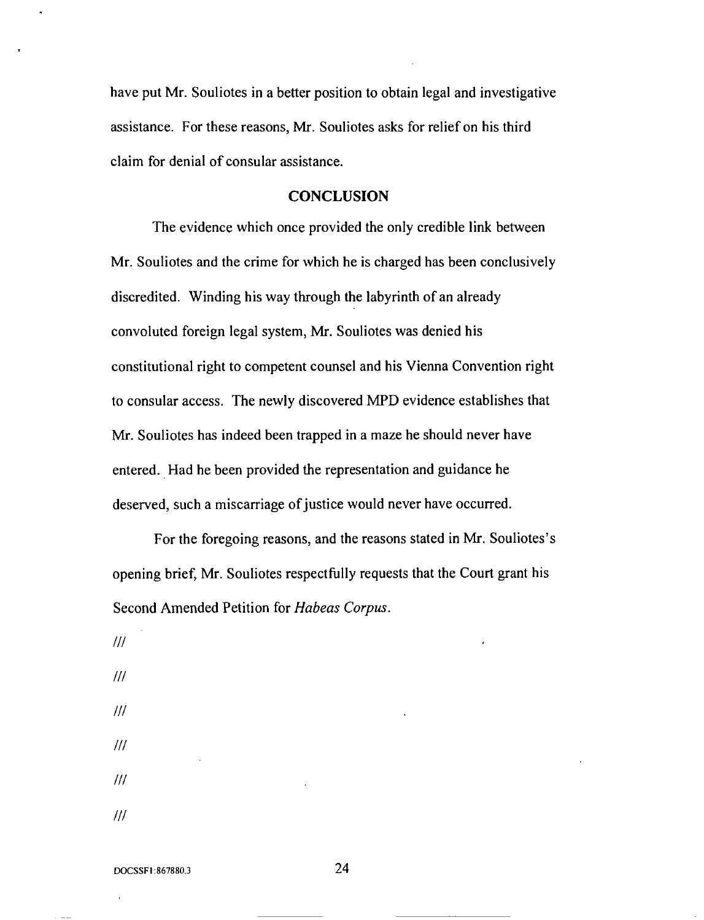have put Mr. Souliotes in a better position to obtain legal and investigative assistance. For these reasons, Mr. Souliotes asks for relief on his third claim for denial of consular assistance.

## CONCLUSION

The evidence which once provided the only credible link between Mr. Souliotes and the crime for which he is charged has been conclusively discredited. Winding his way through the labyrinth of an already convoluted foreign legal system, Mr. Souliotes was denied his constitutional right to competent counsel and his Vienna Convention right to consular access. The newly discovered MPD evidence establishes that Mr. Souliotes has indeed been trapped in a maze he should never have entered. Had he been provided the representation and guidance he deserved, such a miscarriage of justice would never have occurred.

For the foregoing reasons, and the reasons stated in Mr. Souliotes's opening brief, Mr. Souliotes respectfully requests that the Court grant his Second Amended Petition for *Habeas Corpus*.

///

///

///

///

///

///

DOCSSF1:867880.3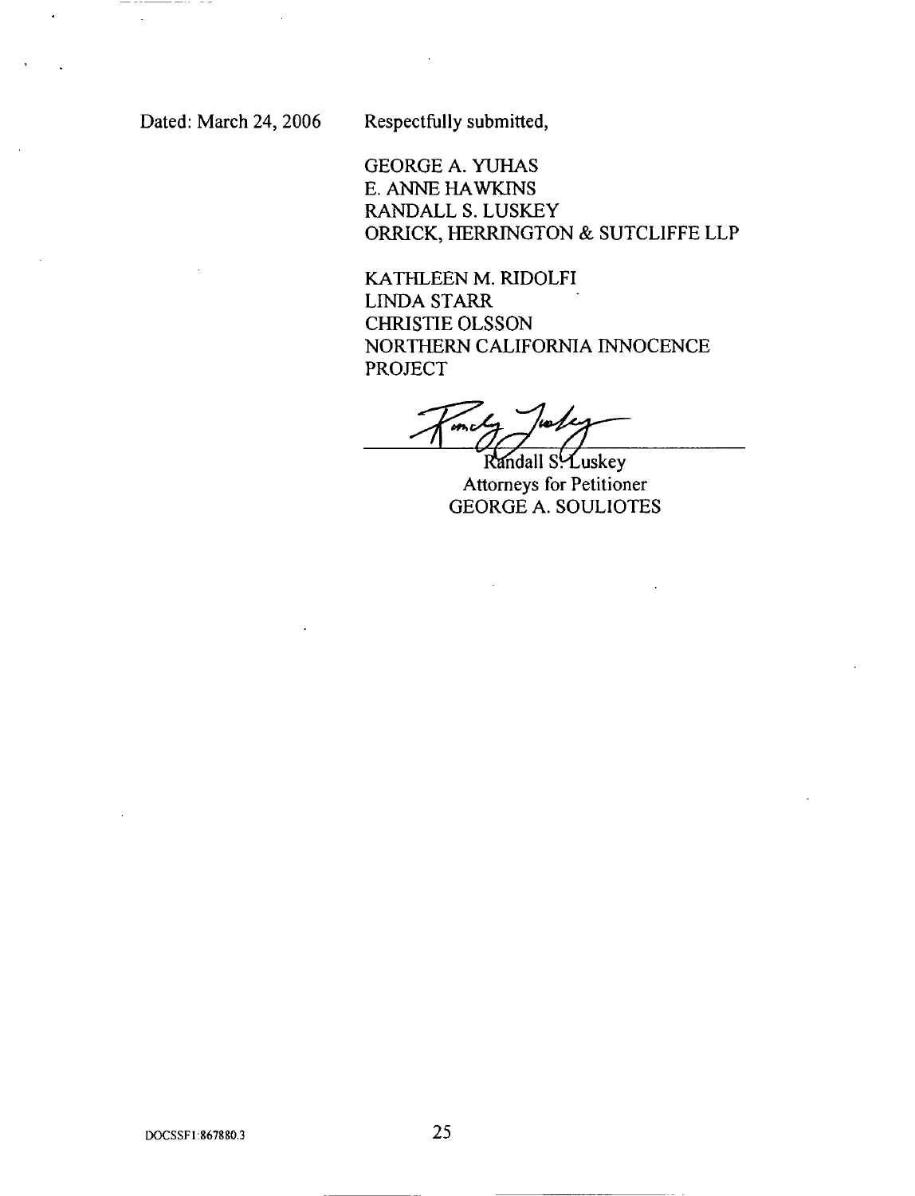Dated: March 24, 2006

Respectfully submitted,

GEORGE A. YUHAS
E. ANNE HAWKINS
RANDALL S. LUSKEY
ORRICK, HERRINGTON & SUTCLIFFE LLP

KATHLEEN M. RIDOLFI
LINDA STARR
CHRISTIE OLSSON
NORTHERN CALIFORNIA INNOCENCE PROJECT

Randall S. Luskey
Attorneys for Petitioner
GEORGE A. SOULIOTES

DOCSSF1:867880.3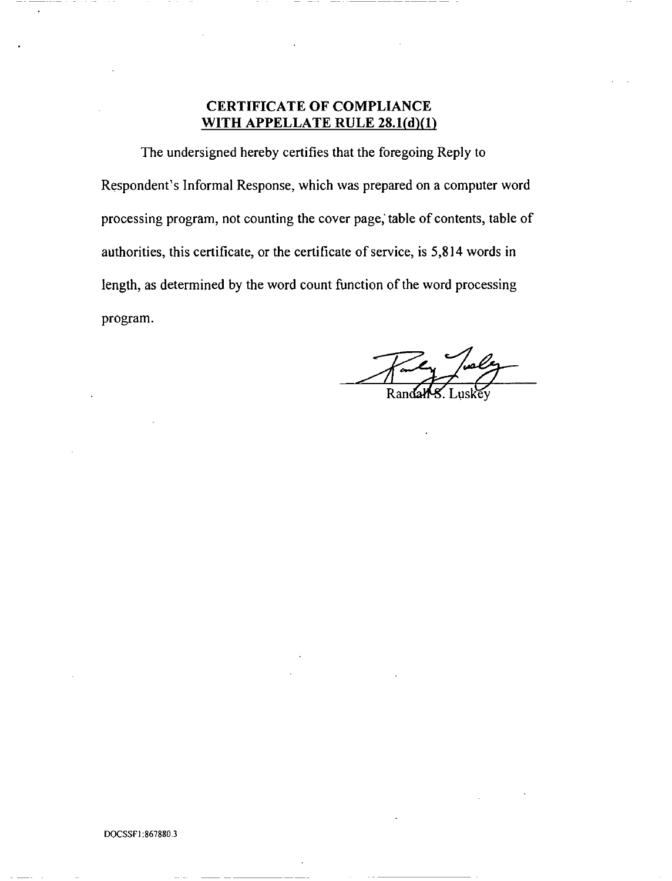**CERTIFICATE OF COMPLIANCE**
**WITH APPELLATE RULE 28.1(d)(1)**

The undersigned hereby certifies that the foregoing Reply to Respondent's Informal Response, which was prepared on a computer word processing program, not counting the cover page, table of contents, table of authorities, this certificate, or the certificate of service, is 5,814 words in length, as determined by the word count function of the word processing program.

Randall S. Luskey

DOCSSF1:867880.3